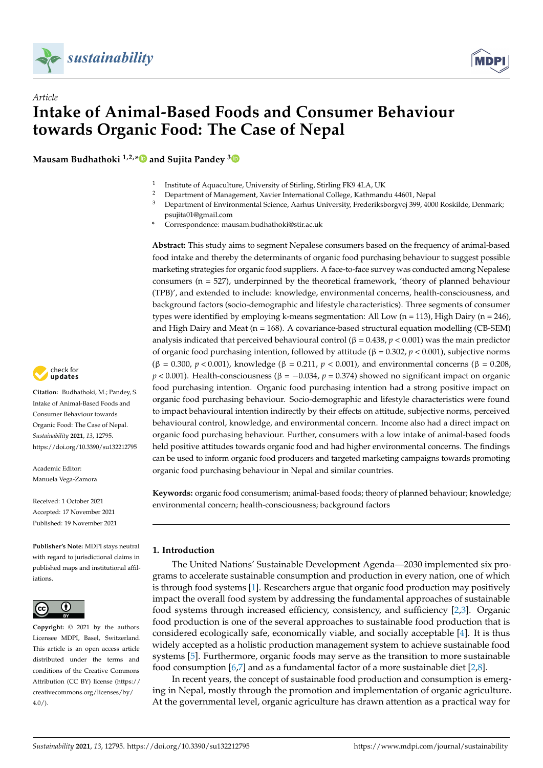*Article*

# Intake of Animal-Based Foods and Consumer Behaviour towards Organic Food: The Case of Nepal

**Mausam Budhathoki [1,2,*] and Sujita Pandey [3]**

[1] Institute of Aquaculture, University of Stirling, Stirling FK9 4LA, UK
[2] Department of Management, Xavier International College, Kathmandu 44601, Nepal
[3] Department of Environmental Science, Aarhus University, Frederiksborgvej 399, 4000 Roskilde, Denmark; psujita01@gmail.com
* Correspondence: mausam.budhathoki@stir.ac.uk

**Abstract:** This study aims to segment Nepalese consumers based on the frequency of animal-based food intake and thereby the determinants of organic food purchasing behaviour to suggest possible marketing strategies for organic food suppliers. A face-to-face survey was conducted among Nepalese consumers (n = 527), underpinned by the theoretical framework, 'theory of planned behaviour (TPB)', and extended to include: knowledge, environmental concerns, health-consciousness, and background factors (socio-demographic and lifestyle characteristics). Three segments of consumer types were identified by employing k-means segmentation: All Low (n = 113), High Dairy (n = 246), and High Dairy and Meat (n = 168). A covariance-based structural equation modelling (CB-SEM) analysis indicated that perceived behavioural control ($\beta = 0.438$, $p < 0.001$) was the main predictor of organic food purchasing intention, followed by attitude ($\beta = 0.302$, $p < 0.001$), subjective norms ($\beta = 0.300$, $p < 0.001$), knowledge ($\beta = 0.211$, $p < 0.001$), and environmental concerns ($\beta = 0.208$, $p < 0.001$). Health-consciousness ($\beta = -0.034$, $p = 0.374$) showed no significant impact on organic food purchasing intention. Organic food purchasing intention had a strong positive impact on organic food purchasing behaviour. Socio-demographic and lifestyle characteristics were found to impact behavioural intention indirectly by their effects on attitude, subjective norms, perceived behavioural control, knowledge, and environmental concern. Income also had a direct impact on organic food purchasing behaviour. Further, consumers with a low intake of animal-based foods held positive attitudes towards organic food and had higher environmental concerns. The findings can be used to inform organic food producers and targeted marketing campaigns towards promoting organic food purchasing behaviour in Nepal and similar countries.

**Keywords:** organic food consumerism; animal-based foods; theory of planned behaviour; knowledge; environmental concern; health-consciousness; background factors

**Citation:** Budhathoki, M.; Pandey, S. Intake of Animal-Based Foods and Consumer Behaviour towards Organic Food: The Case of Nepal. *Sustainability* **2021**, *13*, 12795. https://doi.org/10.3390/su132212795

Academic Editor: Manuela Vega-Zamora

Received: 1 October 2021
Accepted: 17 November 2021
Published: 19 November 2021

**Publisher's Note:** MDPI stays neutral with regard to jurisdictional claims in published maps and institutional affiliations.

**Copyright:** © 2021 by the authors. Licensee MDPI, Basel, Switzerland. This article is an open access article distributed under the terms and conditions of the Creative Commons Attribution (CC BY) license (https://creativecommons.org/licenses/by/4.0/).

## 1. Introduction

The United Nations' Sustainable Development Agenda—2030 implemented six programs to accelerate sustainable consumption and production in every nation, one of which is through food systems [1]. Researchers argue that organic food production may positively impact the overall food system by addressing the fundamental approaches of sustainable food systems through increased efficiency, consistency, and sufficiency [2,3]. Organic food production is one of the several approaches to sustainable food production that is considered ecologically safe, economically viable, and socially acceptable [4]. It is thus widely accepted as a holistic production management system to achieve sustainable food systems [5]. Furthermore, organic foods may serve as the transition to more sustainable food consumption [6,7] and as a fundamental factor of a more sustainable diet [2,8].

In recent years, the concept of sustainable food production and consumption is emerging in Nepal, mostly through the promotion and implementation of organic agriculture. At the governmental level, organic agriculture has drawn attention as a practical way for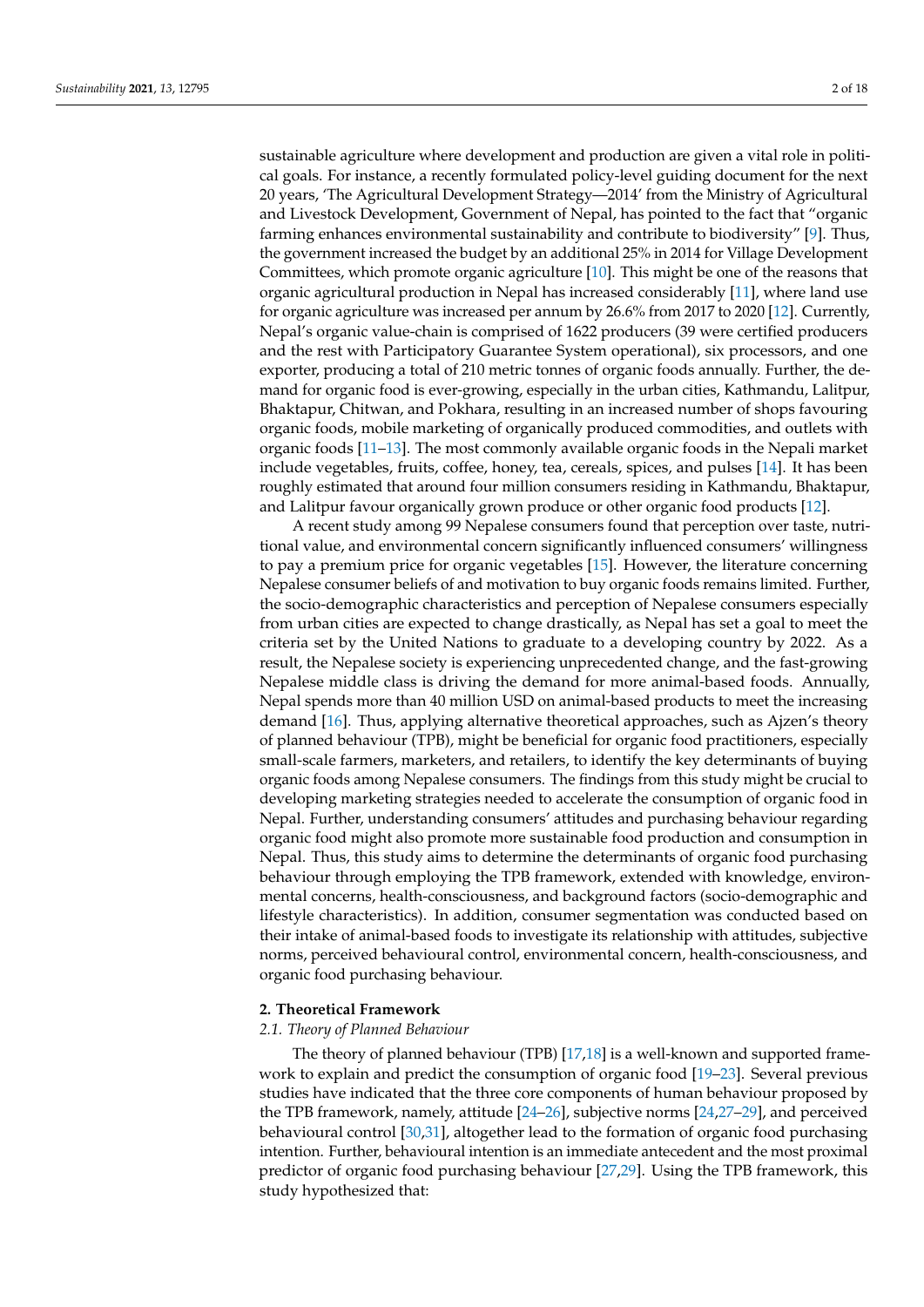sustainable agriculture where development and production are given a vital role in political goals. For instance, a recently formulated policy-level guiding document for the next 20 years, 'The Agricultural Development Strategy—2014' from the Ministry of Agricultural and Livestock Development, Government of Nepal, has pointed to the fact that "organic farming enhances environmental sustainability and contribute to biodiversity" [9]. Thus, the government increased the budget by an additional 25% in 2014 for Village Development Committees, which promote organic agriculture [10]. This might be one of the reasons that organic agricultural production in Nepal has increased considerably [11], where land use for organic agriculture was increased per annum by 26.6% from 2017 to 2020 [12]. Currently, Nepal's organic value-chain is comprised of 1622 producers (39 were certified producers and the rest with Participatory Guarantee System operational), six processors, and one exporter, producing a total of 210 metric tonnes of organic foods annually. Further, the demand for organic food is ever-growing, especially in the urban cities, Kathmandu, Lalitpur, Bhaktapur, Chitwan, and Pokhara, resulting in an increased number of shops favouring organic foods, mobile marketing of organically produced commodities, and outlets with organic foods [11–13]. The most commonly available organic foods in the Nepali market include vegetables, fruits, coffee, honey, tea, cereals, spices, and pulses [14]. It has been roughly estimated that around four million consumers residing in Kathmandu, Bhaktapur, and Lalitpur favour organically grown produce or other organic food products [12].

A recent study among 99 Nepalese consumers found that perception over taste, nutritional value, and environmental concern significantly influenced consumers' willingness to pay a premium price for organic vegetables [15]. However, the literature concerning Nepalese consumer beliefs of and motivation to buy organic foods remains limited. Further, the socio-demographic characteristics and perception of Nepalese consumers especially from urban cities are expected to change drastically, as Nepal has set a goal to meet the criteria set by the United Nations to graduate to a developing country by 2022. As a result, the Nepalese society is experiencing unprecedented change, and the fast-growing Nepalese middle class is driving the demand for more animal-based foods. Annually, Nepal spends more than 40 million USD on animal-based products to meet the increasing demand [16]. Thus, applying alternative theoretical approaches, such as Ajzen's theory of planned behaviour (TPB), might be beneficial for organic food practitioners, especially small-scale farmers, marketers, and retailers, to identify the key determinants of buying organic foods among Nepalese consumers. The findings from this study might be crucial to developing marketing strategies needed to accelerate the consumption of organic food in Nepal. Further, understanding consumers' attitudes and purchasing behaviour regarding organic food might also promote more sustainable food production and consumption in Nepal. Thus, this study aims to determine the determinants of organic food purchasing behaviour through employing the TPB framework, extended with knowledge, environmental concerns, health-consciousness, and background factors (socio-demographic and lifestyle characteristics). In addition, consumer segmentation was conducted based on their intake of animal-based foods to investigate its relationship with attitudes, subjective norms, perceived behavioural control, environmental concern, health-consciousness, and organic food purchasing behaviour.

## 2. Theoretical Framework

### 2.1. Theory of Planned Behaviour

The theory of planned behaviour (TPB) [17,18] is a well-known and supported framework to explain and predict the consumption of organic food [19–23]. Several previous studies have indicated that the three core components of human behaviour proposed by the TPB framework, namely, attitude [24–26], subjective norms [24,27–29], and perceived behavioural control [30,31], altogether lead to the formation of organic food purchasing intention. Further, behavioural intention is an immediate antecedent and the most proximal predictor of organic food purchasing behaviour [27,29]. Using the TPB framework, this study hypothesized that: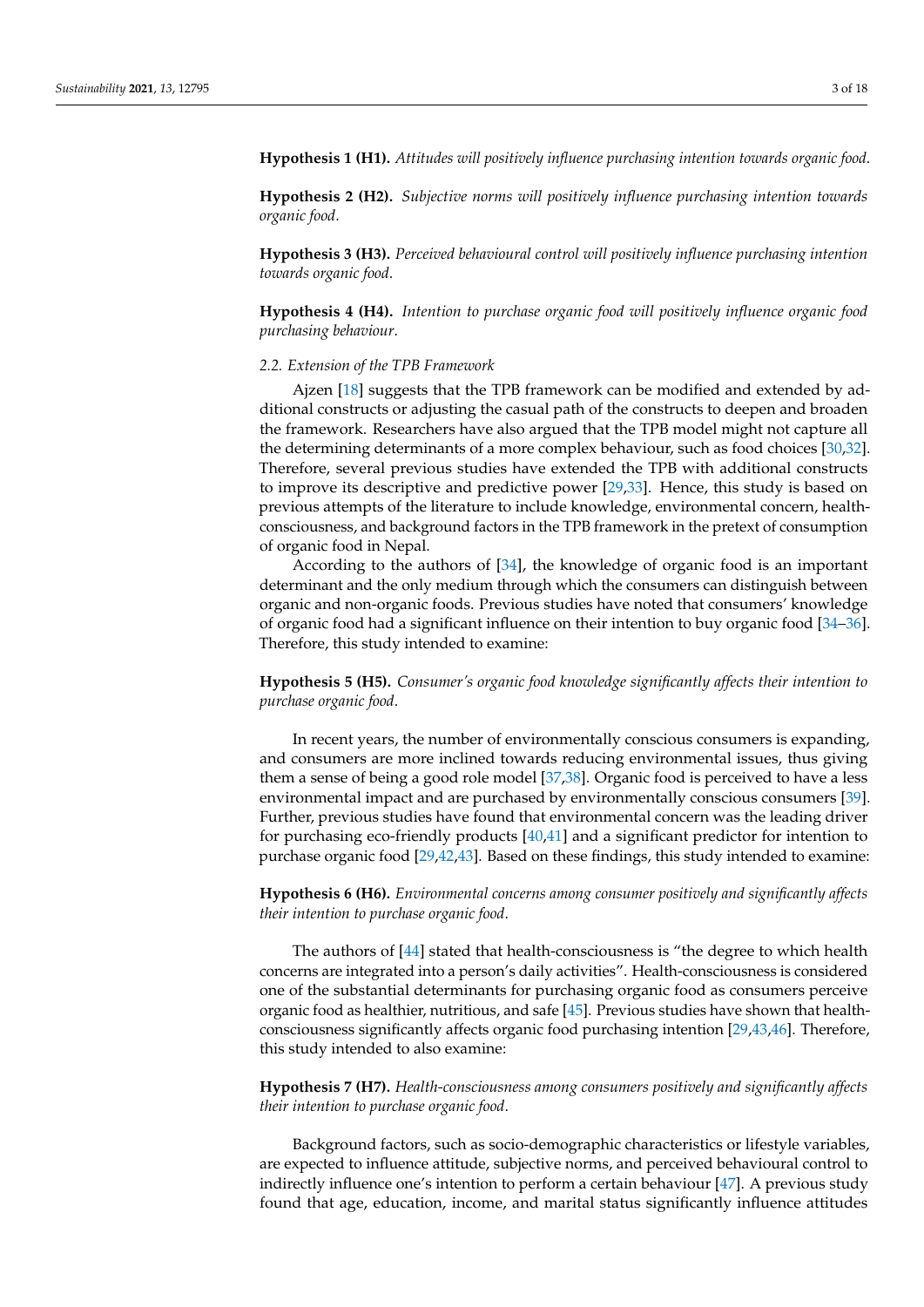**Hypothesis 1 (H1).** *Attitudes will positively influence purchasing intention towards organic food.*

**Hypothesis 2 (H2).** *Subjective norms will positively influence purchasing intention towards organic food.*

**Hypothesis 3 (H3).** *Perceived behavioural control will positively influence purchasing intention towards organic food.*

**Hypothesis 4 (H4).** *Intention to purchase organic food will positively influence organic food purchasing behaviour.*

### 2.2. Extension of the TPB Framework

Ajzen [18] suggests that the TPB framework can be modified and extended by additional constructs or adjusting the casual path of the constructs to deepen and broaden the framework. Researchers have also argued that the TPB model might not capture all the determining determinants of a more complex behaviour, such as food choices [30,32]. Therefore, several previous studies have extended the TPB with additional constructs to improve its descriptive and predictive power [29,33]. Hence, this study is based on previous attempts of the literature to include knowledge, environmental concern, health-consciousness, and background factors in the TPB framework in the pretext of consumption of organic food in Nepal.

According to the authors of [34], the knowledge of organic food is an important determinant and the only medium through which the consumers can distinguish between organic and non-organic foods. Previous studies have noted that consumers' knowledge of organic food had a significant influence on their intention to buy organic food [34–36]. Therefore, this study intended to examine:

**Hypothesis 5 (H5).** *Consumer's organic food knowledge significantly affects their intention to purchase organic food.*

In recent years, the number of environmentally conscious consumers is expanding, and consumers are more inclined towards reducing environmental issues, thus giving them a sense of being a good role model [37,38]. Organic food is perceived to have a less environmental impact and are purchased by environmentally conscious consumers [39]. Further, previous studies have found that environmental concern was the leading driver for purchasing eco-friendly products [40,41] and a significant predictor for intention to purchase organic food [29,42,43]. Based on these findings, this study intended to examine:

**Hypothesis 6 (H6).** *Environmental concerns among consumer positively and significantly affects their intention to purchase organic food.*

The authors of [44] stated that health-consciousness is "the degree to which health concerns are integrated into a person's daily activities". Health-consciousness is considered one of the substantial determinants for purchasing organic food as consumers perceive organic food as healthier, nutritious, and safe [45]. Previous studies have shown that health-consciousness significantly affects organic food purchasing intention [29,43,46]. Therefore, this study intended to also examine:

**Hypothesis 7 (H7).** *Health-consciousness among consumers positively and significantly affects their intention to purchase organic food.*

Background factors, such as socio-demographic characteristics or lifestyle variables, are expected to influence attitude, subjective norms, and perceived behavioural control to indirectly influence one's intention to perform a certain behaviour [47]. A previous study found that age, education, income, and marital status significantly influence attitudes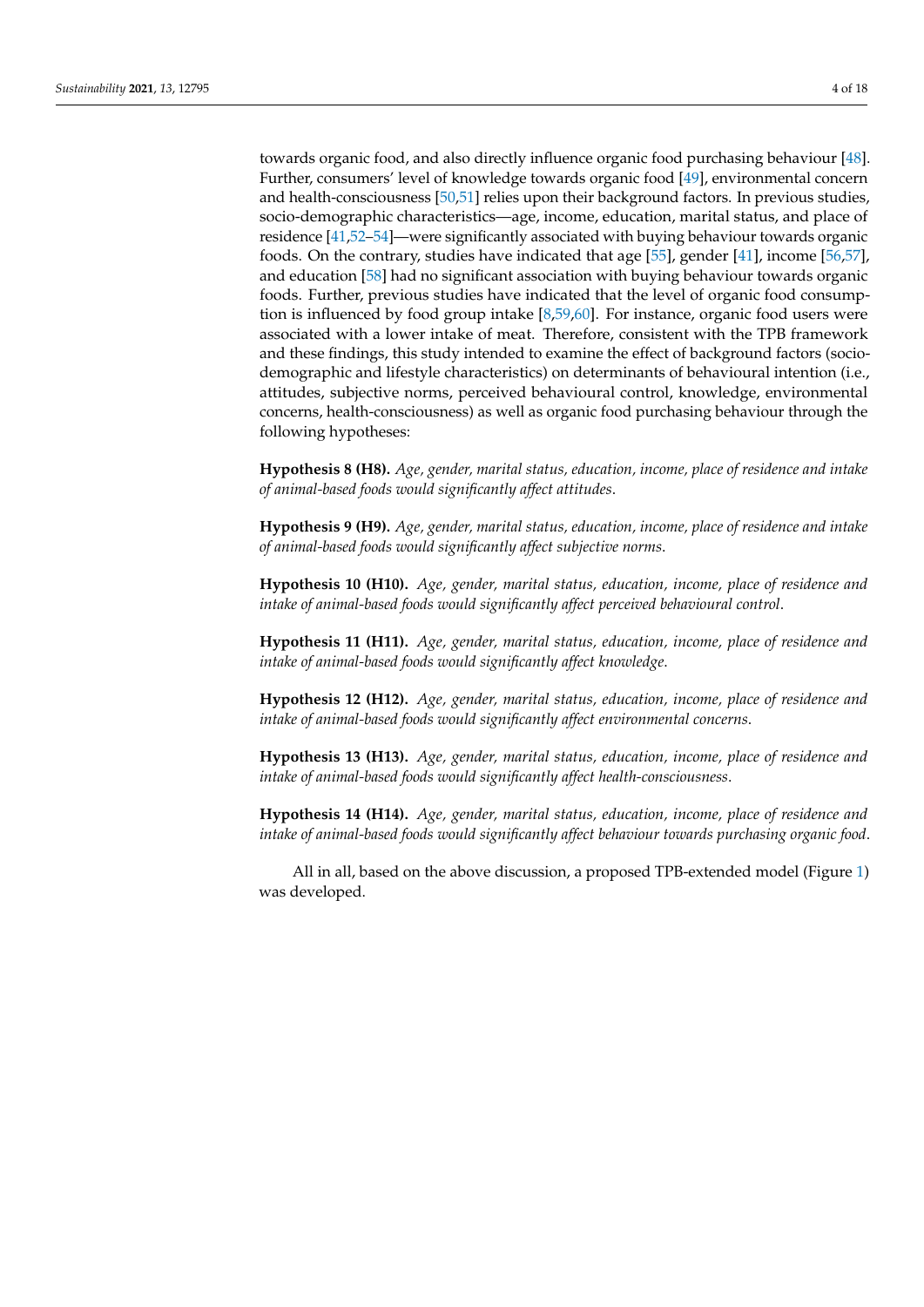towards organic food, and also directly influence organic food purchasing behaviour [48]. Further, consumers' level of knowledge towards organic food [49], environmental concern and health-consciousness [50,51] relies upon their background factors. In previous studies, socio-demographic characteristics—age, income, education, marital status, and place of residence [41,52–54]—were significantly associated with buying behaviour towards organic foods. On the contrary, studies have indicated that age [55], gender [41], income [56,57], and education [58] had no significant association with buying behaviour towards organic foods. Further, previous studies have indicated that the level of organic food consumption is influenced by food group intake [8,59,60]. For instance, organic food users were associated with a lower intake of meat. Therefore, consistent with the TPB framework and these findings, this study intended to examine the effect of background factors (socio-demographic and lifestyle characteristics) on determinants of behavioural intention (i.e., attitudes, subjective norms, perceived behavioural control, knowledge, environmental concerns, health-consciousness) as well as organic food purchasing behaviour through the following hypotheses:

**Hypothesis 8 (H8).** *Age, gender, marital status, education, income, place of residence and intake of animal-based foods would significantly affect attitudes.*

**Hypothesis 9 (H9).** *Age, gender, marital status, education, income, place of residence and intake of animal-based foods would significantly affect subjective norms.*

**Hypothesis 10 (H10).** *Age, gender, marital status, education, income, place of residence and intake of animal-based foods would significantly affect perceived behavioural control.*

**Hypothesis 11 (H11).** *Age, gender, marital status, education, income, place of residence and intake of animal-based foods would significantly affect knowledge.*

**Hypothesis 12 (H12).** *Age, gender, marital status, education, income, place of residence and intake of animal-based foods would significantly affect environmental concerns.*

**Hypothesis 13 (H13).** *Age, gender, marital status, education, income, place of residence and intake of animal-based foods would significantly affect health-consciousness.*

**Hypothesis 14 (H14).** *Age, gender, marital status, education, income, place of residence and intake of animal-based foods would significantly affect behaviour towards purchasing organic food.*

All in all, based on the above discussion, a proposed TPB-extended model (Figure 1) was developed.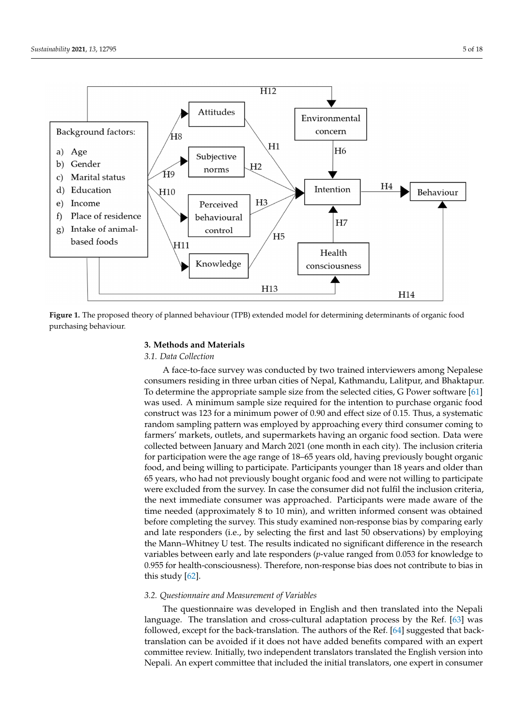**Figure 1.** The proposed theory of planned behaviour (TPB) extended model for determining determinants of organic food purchasing behaviour.

## 3. Methods and Materials

### 3.1. Data Collection

A face-to-face survey was conducted by two trained interviewers among Nepalese consumers residing in three urban cities of Nepal, Kathmandu, Lalitpur, and Bhaktapur. To determine the appropriate sample size from the selected cities, G Power software [61] was used. A minimum sample size required for the intention to purchase organic food construct was 123 for a minimum power of 0.90 and effect size of 0.15. Thus, a systematic random sampling pattern was employed by approaching every third consumer coming to farmers' markets, outlets, and supermarkets having an organic food section. Data were collected between January and March 2021 (one month in each city). The inclusion criteria for participation were the age range of 18–65 years old, having previously bought organic food, and being willing to participate. Participants younger than 18 years and older than 65 years, who had not previously bought organic food and were not willing to participate were excluded from the survey. In case the consumer did not fulfil the inclusion criteria, the next immediate consumer was approached. Participants were made aware of the time needed (approximately 8 to 10 min), and written informed consent was obtained before completing the survey. This study examined non-response bias by comparing early and late responders (i.e., by selecting the first and last 50 observations) by employing the Mann–Whitney U test. The results indicated no significant difference in the research variables between early and late responders ($p$-value ranged from 0.053 for knowledge to 0.955 for health-consciousness). Therefore, non-response bias does not contribute to bias in this study [62].

### 3.2. Questionnaire and Measurement of Variables

The questionnaire was developed in English and then translated into the Nepali language. The translation and cross-cultural adaptation process by the Ref. [63] was followed, except for the back-translation. The authors of the Ref. [64] suggested that back-translation can be avoided if it does not have added benefits compared with an expert committee review. Initially, two independent translators translated the English version into Nepali. An expert committee that included the initial translators, one expert in consumer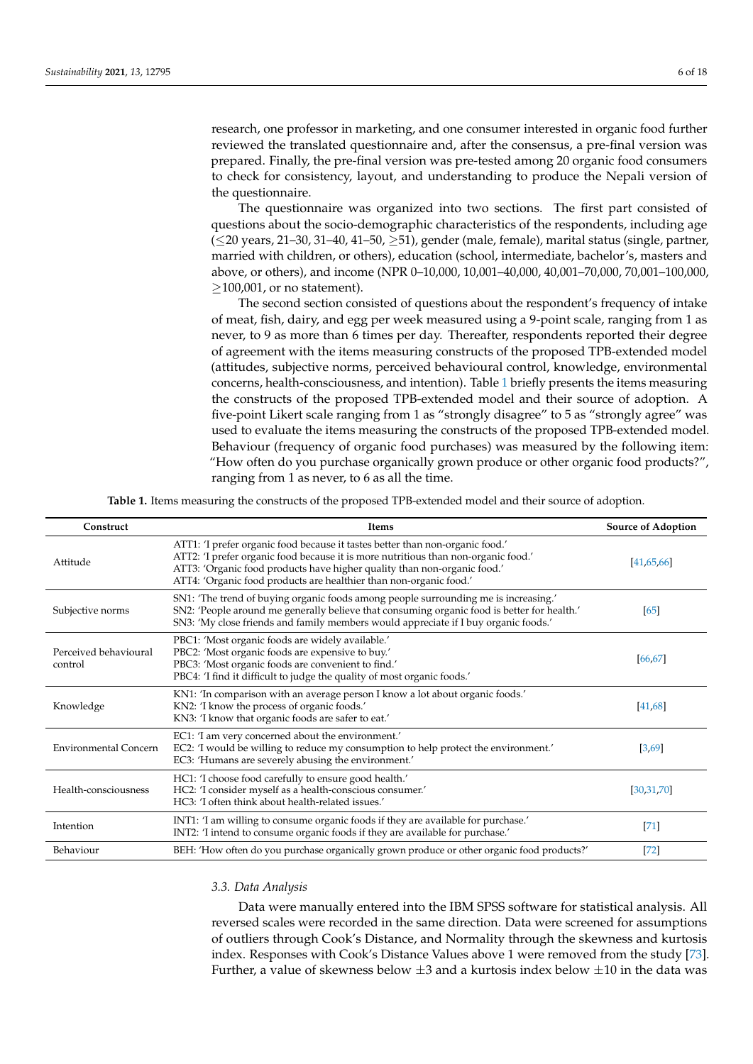research, one professor in marketing, and one consumer interested in organic food further reviewed the translated questionnaire and, after the consensus, a pre-final version was prepared. Finally, the pre-final version was pre-tested among 20 organic food consumers to check for consistency, layout, and understanding to produce the Nepali version of the questionnaire.

The questionnaire was organized into two sections. The first part consisted of questions about the socio-demographic characteristics of the respondents, including age (≤20 years, 21–30, 31–40, 41–50, ≥51), gender (male, female), marital status (single, partner, married with children, or others), education (school, intermediate, bachelor's, masters and above, or others), and income (NPR 0–10,000, 10,001–40,000, 40,001–70,000, 70,001–100,000, ≥100,001, or no statement).

The second section consisted of questions about the respondent's frequency of intake of meat, fish, dairy, and egg per week measured using a 9-point scale, ranging from 1 as never, to 9 as more than 6 times per day. Thereafter, respondents reported their degree of agreement with the items measuring constructs of the proposed TPB-extended model (attitudes, subjective norms, perceived behavioural control, knowledge, environmental concerns, health-consciousness, and intention). Table 1 briefly presents the items measuring the constructs of the proposed TPB-extended model and their source of adoption. A five-point Likert scale ranging from 1 as "strongly disagree" to 5 as "strongly agree" was used to evaluate the items measuring the constructs of the proposed TPB-extended model. Behaviour (frequency of organic food purchases) was measured by the following item: "How often do you purchase organically grown produce or other organic food products?", ranging from 1 as never, to 6 as all the time.

**Table 1.** Items measuring the constructs of the proposed TPB-extended model and their source of adoption.

| Construct | Items | Source of Adoption |
|---|---|---|
| Attitude | ATT1: 'I prefer organic food because it tastes better than non-organic food.'<br>ATT2: 'I prefer organic food because it is more nutritious than non-organic food.'<br>ATT3: 'Organic food products have higher quality than non-organic food.'<br>ATT4: 'Organic food products are healthier than non-organic food.' | [41,65,66] |
| Subjective norms | SN1: 'The trend of buying organic foods among people surrounding me is increasing.'<br>SN2: 'People around me generally believe that consuming organic food is better for health.'<br>SN3: 'My close friends and family members would appreciate if I buy organic foods.' | [65] |
| Perceived behavioural control | PBC1: 'Most organic foods are widely available.'<br>PBC2: 'Most organic foods are expensive to buy.'<br>PBC3: 'Most organic foods are convenient to find.'<br>PBC4: 'I find it difficult to judge the quality of most organic foods.' | [66,67] |
| Knowledge | KN1: 'In comparison with an average person I know a lot about organic foods.'<br>KN2: 'I know the process of organic foods.'<br>KN3: 'I know that organic foods are safer to eat.' | [41,68] |
| Environmental Concern | EC1: 'I am very concerned about the environment.'<br>EC2: 'I would be willing to reduce my consumption to help protect the environment.'<br>EC3: 'Humans are severely abusing the environment.' | [3,69] |
| Health-consciousness | HC1: 'I choose food carefully to ensure good health.'<br>HC2: 'I consider myself as a health-conscious consumer.'<br>HC3: 'I often think about health-related issues.' | [30,31,70] |
| Intention | INT1: 'I am willing to consume organic foods if they are available for purchase.'<br>INT2: 'I intend to consume organic foods if they are available for purchase.' | [71] |
| Behaviour | BEH: 'How often do you purchase organically grown produce or other organic food products?' | [72] |

### 3.3. Data Analysis

Data were manually entered into the IBM SPSS software for statistical analysis. All reversed scales were recorded in the same direction. Data were screened for assumptions of outliers through Cook's Distance, and Normality through the skewness and kurtosis index. Responses with Cook's Distance Values above 1 were removed from the study [73]. Further, a value of skewness below ±3 and a kurtosis index below ±10 in the data was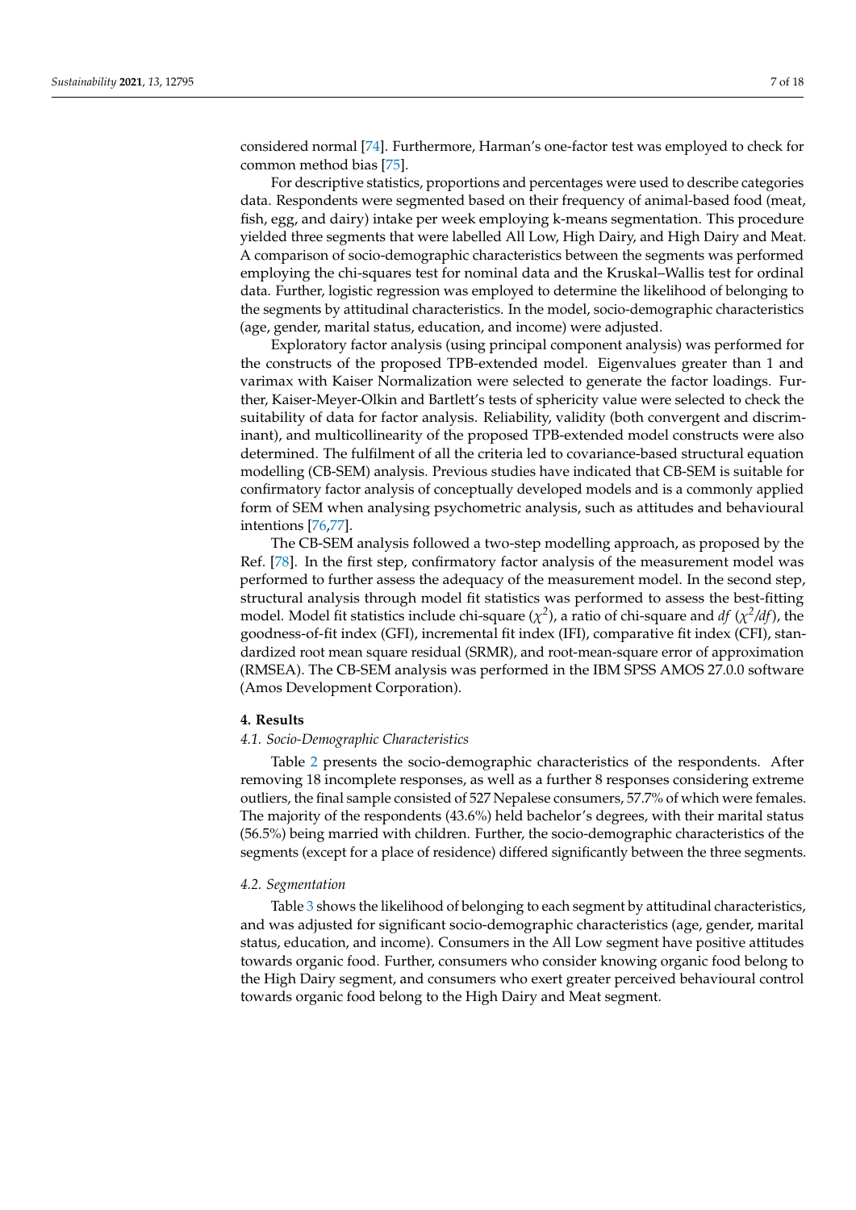considered normal [74]. Furthermore, Harman's one-factor test was employed to check for common method bias [75].

For descriptive statistics, proportions and percentages were used to describe categories data. Respondents were segmented based on their frequency of animal-based food (meat, fish, egg, and dairy) intake per week employing k-means segmentation. This procedure yielded three segments that were labelled All Low, High Dairy, and High Dairy and Meat. A comparison of socio-demographic characteristics between the segments was performed employing the chi-squares test for nominal data and the Kruskal–Wallis test for ordinal data. Further, logistic regression was employed to determine the likelihood of belonging to the segments by attitudinal characteristics. In the model, socio-demographic characteristics (age, gender, marital status, education, and income) were adjusted.

Exploratory factor analysis (using principal component analysis) was performed for the constructs of the proposed TPB-extended model. Eigenvalues greater than 1 and varimax with Kaiser Normalization were selected to generate the factor loadings. Further, Kaiser-Meyer-Olkin and Bartlett's tests of sphericity value were selected to check the suitability of data for factor analysis. Reliability, validity (both convergent and discriminant), and multicollinearity of the proposed TPB-extended model constructs were also determined. The fulfilment of all the criteria led to covariance-based structural equation modelling (CB-SEM) analysis. Previous studies have indicated that CB-SEM is suitable for confirmatory factor analysis of conceptually developed models and is a commonly applied form of SEM when analysing psychometric analysis, such as attitudes and behavioural intentions [76,77].

The CB-SEM analysis followed a two-step modelling approach, as proposed by the Ref. [78]. In the first step, confirmatory factor analysis of the measurement model was performed to further assess the adequacy of the measurement model. In the second step, structural analysis through model fit statistics was performed to assess the best-fitting model. Model fit statistics include chi-square ($\chi^2$), a ratio of chi-square and *df* ($\chi^2/df$), the goodness-of-fit index (GFI), incremental fit index (IFI), comparative fit index (CFI), standardized root mean square residual (SRMR), and root-mean-square error of approximation (RMSEA). The CB-SEM analysis was performed in the IBM SPSS AMOS 27.0.0 software (Amos Development Corporation).

## 4. Results

### 4.1. Socio-Demographic Characteristics

Table 2 presents the socio-demographic characteristics of the respondents. After removing 18 incomplete responses, as well as a further 8 responses considering extreme outliers, the final sample consisted of 527 Nepalese consumers, 57.7% of which were females. The majority of the respondents (43.6%) held bachelor's degrees, with their marital status (56.5%) being married with children. Further, the socio-demographic characteristics of the segments (except for a place of residence) differed significantly between the three segments.

### 4.2. Segmentation

Table 3 shows the likelihood of belonging to each segment by attitudinal characteristics, and was adjusted for significant socio-demographic characteristics (age, gender, marital status, education, and income). Consumers in the All Low segment have positive attitudes towards organic food. Further, consumers who consider knowing organic food belong to the High Dairy segment, and consumers who exert greater perceived behavioural control towards organic food belong to the High Dairy and Meat segment.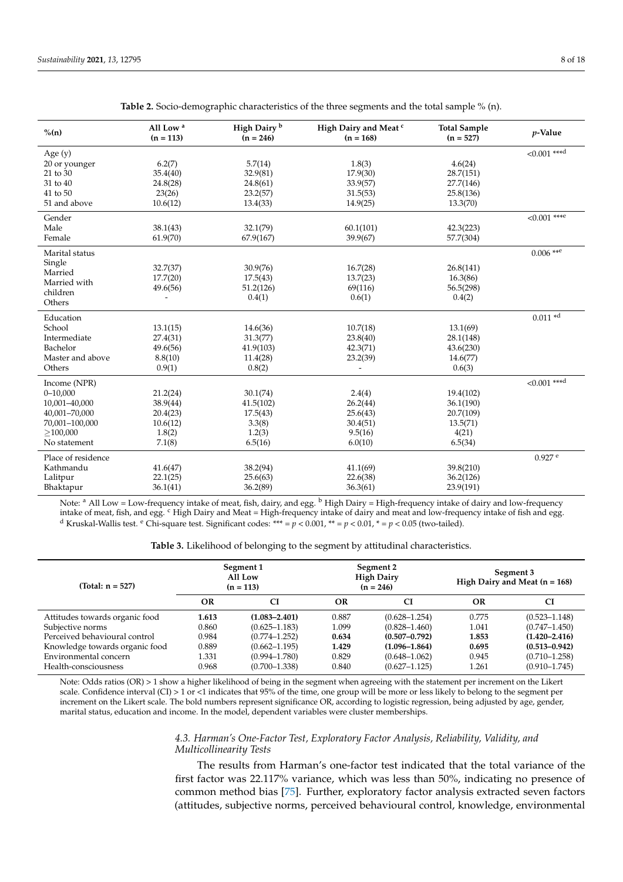**Table 2.** Socio-demographic characteristics of the three segments and the total sample % (n).

| %(n) | All Low [a] (n = 113) | High Dairy [b] (n = 246) | High Dairy and Meat [c] (n = 168) | Total Sample (n = 527) | *p*-Value |
|---|---|---|---|---|---|
| Age (y) | | | | | <0.001 ***d |
| 20 or younger | 6.2(7) | 5.7(14) | 1.8(3) | 4.6(24) | |
| 21 to 30 | 35.4(40) | 32.9(81) | 17.9(30) | 28.7(151) | |
| 31 to 40 | 24.8(28) | 24.8(61) | 33.9(57) | 27.7(146) | |
| 41 to 50 | 23(26) | 23.2(57) | 31.5(53) | 25.8(136) | |
| 51 and above | 10.6(12) | 13.4(33) | 14.9(25) | 13.3(70) | |
| Gender | | | | | <0.001 ***e |
| Male | 38.1(43) | 32.1(79) | 60.1(101) | 42.3(223) | |
| Female | 61.9(70) | 67.9(167) | 39.9(67) | 57.7(304) | |
| Marital status | | | | | 0.006 **e |
| Single | 32.7(37) | 30.9(76) | 16.7(28) | 26.8(141) | |
| Married | 17.7(20) | 17.5(43) | 13.7(23) | 16.3(86) | |
| Married with children | 49.6(56) | 51.2(126) | 69(116) | 56.5(298) | |
| Others | - | 0.4(1) | 0.6(1) | 0.4(2) | |
| Education | | | | | 0.011 *d |
| School | 13.1(15) | 14.6(36) | 10.7(18) | 13.1(69) | |
| Intermediate | 27.4(31) | 31.3(77) | 23.8(40) | 28.1(148) | |
| Bachelor | 49.6(56) | 41.9(103) | 42.3(71) | 43.6(230) | |
| Master and above | 8.8(10) | 11.4(28) | 23.2(39) | 14.6(77) | |
| Others | 0.9(1) | 0.8(2) | - | 0.6(3) | |
| Income (NPR) | | | | | <0.001 ***d |
| 0–10,000 | 21.2(24) | 30.1(74) | 2.4(4) | 19.4(102) | |
| 10,001–40,000 | 38.9(44) | 41.5(102) | 26.2(44) | 36.1(190) | |
| 40,001–70,000 | 20.4(23) | 17.5(43) | 25.6(43) | 20.7(109) | |
| 70,001–100,000 | 10.6(12) | 3.3(8) | 30.4(51) | 13.5(71) | |
| ≥100,000 | 1.8(2) | 1.2(3) | 9.5(16) | 4(21) | |
| No statement | 7.1(8) | 6.5(16) | 6.0(10) | 6.5(34) | |
| Place of residence | | | | | 0.927 e |
| Kathmandu | 41.6(47) | 38.2(94) | 41.1(69) | 39.8(210) | |
| Lalitpur | 22.1(25) | 25.6(63) | 22.6(38) | 36.2(126) | |
| Bhaktapur | 36.1(41) | 36.2(89) | 36.3(61) | 23.9(191) | |

Note: [a] All Low = Low-frequency intake of meat, fish, dairy, and egg. [b] High Dairy = High-frequency intake of dairy and low-frequency intake of meat, fish, and egg. [c] High Dairy and Meat = High-frequency intake of dairy and meat and low-frequency intake of fish and egg. [d] Kruskal-Wallis test. [e] Chi-square test. Significant codes: *** = $p < 0.001$, ** = $p < 0.01$, * = $p < 0.05$ (two-tailed).

**Table 3.** Likelihood of belonging to the segment by attitudinal characteristics.

| (Total: n = 527) | Segment 1 All Low (n = 113) | | Segment 2 High Dairy (n = 246) | | Segment 3 High Dairy and Meat (n = 168) | |
|---|---|---|---|---|---|---|
| | OR | CI | OR | CI | OR | CI |
| Attitudes towards organic food | **1.613** | **(1.083–2.401)** | 0.887 | (0.628–1.254) | 0.775 | (0.523–1.148) |
| Subjective norms | 0.860 | (0.625–1.183) | 1.099 | (0.828–1.460) | 1.041 | (0.747–1.450) |
| Perceived behavioural control | 0.984 | (0.774–1.252) | **0.634** | **(0.507–0.792)** | **1.853** | **(1.420–2.416)** |
| Knowledge towards organic food | 0.889 | (0.662–1.195) | **1.429** | **(1.096–1.864)** | **0.695** | **(0.513–0.942)** |
| Environmental concern | 1.331 | (0.994–1.780) | 0.829 | (0.648–1.062) | 0.945 | (0.710–1.258) |
| Health-consciousness | 0.968 | (0.700–1.338) | 0.840 | (0.627–1.125) | 1.261 | (0.910–1.745) |

Note: Odds ratios (OR) > 1 show a higher likelihood of being in the segment when agreeing with the statement per increment on the Likert scale. Confidence interval (CI) > 1 or <1 indicates that 95% of the time, one group will be more or less likely to belong to the segment per increment on the Likert scale. The bold numbers represent significance OR, according to logistic regression, being adjusted by age, gender, marital status, education and income. In the model, dependent variables were cluster memberships.

### *4.3. Harman's One-Factor Test, Exploratory Factor Analysis, Reliability, Validity, and Multicollinearity Tests*

The results from Harman's one-factor test indicated that the total variance of the first factor was 22.117% variance, which was less than 50%, indicating no presence of common method bias [75]. Further, exploratory factor analysis extracted seven factors (attitudes, subjective norms, perceived behavioural control, knowledge, environmental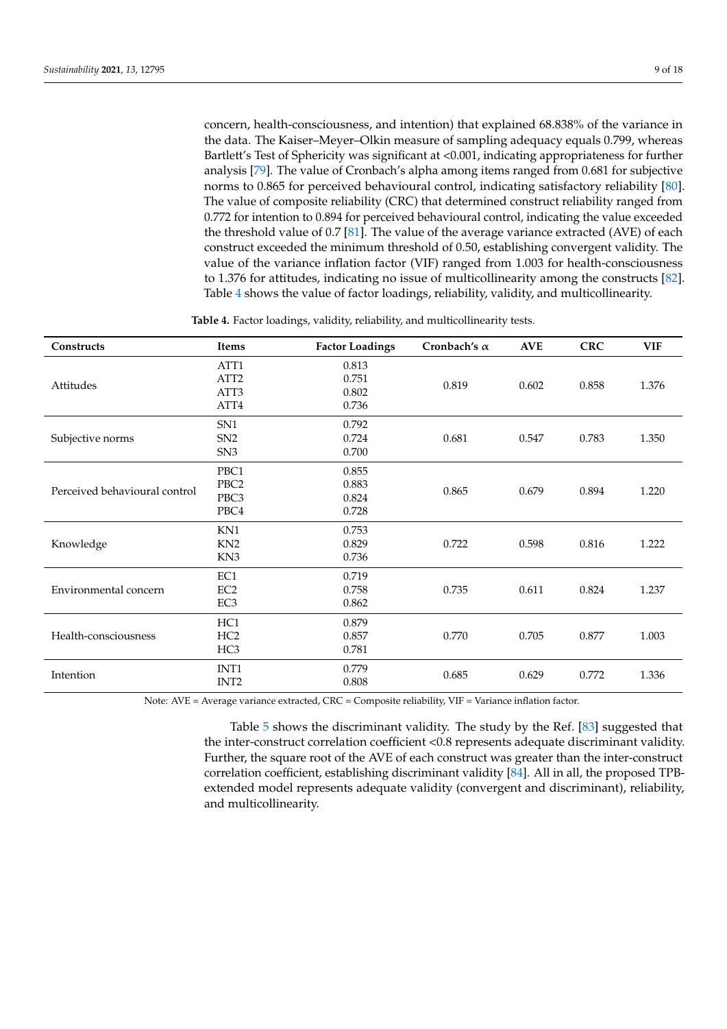concern, health-consciousness, and intention) that explained 68.838% of the variance in the data. The Kaiser–Meyer–Olkin measure of sampling adequacy equals 0.799, whereas Bartlett's Test of Sphericity was significant at <0.001, indicating appropriateness for further analysis [79]. The value of Cronbach's alpha among items ranged from 0.681 for subjective norms to 0.865 for perceived behavioural control, indicating satisfactory reliability [80]. The value of composite reliability (CRC) that determined construct reliability ranged from 0.772 for intention to 0.894 for perceived behavioural control, indicating the value exceeded the threshold value of 0.7 [81]. The value of the average variance extracted (AVE) of each construct exceeded the minimum threshold of 0.50, establishing convergent validity. The value of the variance inflation factor (VIF) ranged from 1.003 for health-consciousness to 1.376 for attitudes, indicating no issue of multicollinearity among the constructs [82]. Table 4 shows the value of factor loadings, reliability, validity, and multicollinearity.

**Table 4.** Factor loadings, validity, reliability, and multicollinearity tests.

| Constructs | Items | Factor Loadings | Cronbach's $\alpha$ | AVE | CRC | VIF |
|---|---|---|---|---|---|---|
| Attitudes | ATT1 | 0.813 | 0.819 | 0.602 | 0.858 | 1.376 |
| | ATT2 | 0.751 | | | | |
| | ATT3 | 0.802 | | | | |
| | ATT4 | 0.736 | | | | |
| Subjective norms | SN1 | 0.792 | 0.681 | 0.547 | 0.783 | 1.350 |
| | SN2 | 0.724 | | | | |
| | SN3 | 0.700 | | | | |
| Perceived behavioural control | PBC1 | 0.855 | 0.865 | 0.679 | 0.894 | 1.220 |
| | PBC2 | 0.883 | | | | |
| | PBC3 | 0.824 | | | | |
| | PBC4 | 0.728 | | | | |
| Knowledge | KN1 | 0.753 | 0.722 | 0.598 | 0.816 | 1.222 |
| | KN2 | 0.829 | | | | |
| | KN3 | 0.736 | | | | |
| Environmental concern | EC1 | 0.719 | 0.735 | 0.611 | 0.824 | 1.237 |
| | EC2 | 0.758 | | | | |
| | EC3 | 0.862 | | | | |
| Health-consciousness | HC1 | 0.879 | 0.770 | 0.705 | 0.877 | 1.003 |
| | HC2 | 0.857 | | | | |
| | HC3 | 0.781 | | | | |
| Intention | INT1 | 0.779 | 0.685 | 0.629 | 0.772 | 1.336 |
| | INT2 | 0.808 | | | | |

Note: AVE = Average variance extracted, CRC = Composite reliability, VIF = Variance inflation factor.

Table 5 shows the discriminant validity. The study by the Ref. [83] suggested that the inter-construct correlation coefficient <0.8 represents adequate discriminant validity. Further, the square root of the AVE of each construct was greater than the inter-construct correlation coefficient, establishing discriminant validity [84]. All in all, the proposed TPB-extended model represents adequate validity (convergent and discriminant), reliability, and multicollinearity.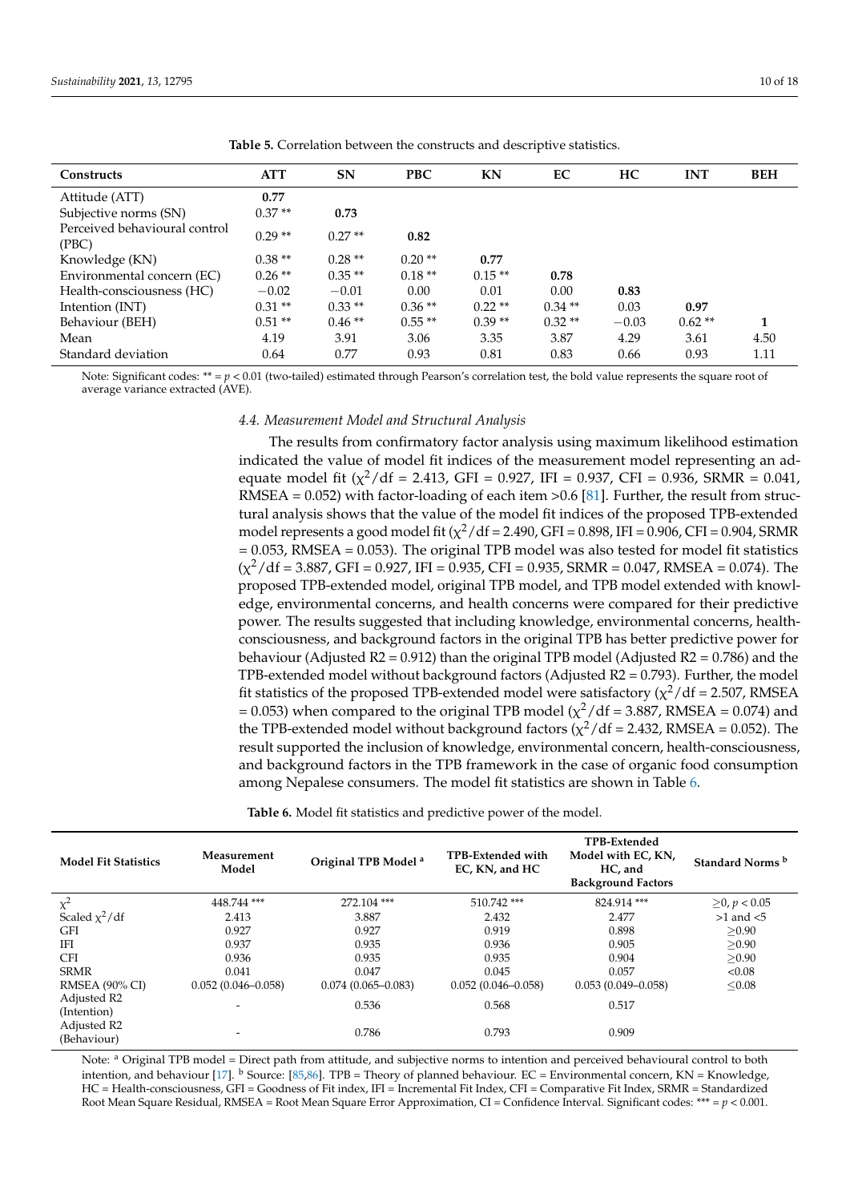**Table 5.** Correlation between the constructs and descriptive statistics.

| Constructs | ATT | SN | PBC | KN | EC | HC | INT | BEH |
|---|---|---|---|---|---|---|---|---|
| Attitude (ATT) | **0.77** | | | | | | | |
| Subjective norms (SN) | 0.37 ** | **0.73** | | | | | | |
| Perceived behavioural control (PBC) | 0.29 ** | 0.27 ** | **0.82** | | | | | |
| Knowledge (KN) | 0.38 ** | 0.28 ** | 0.20 ** | **0.77** | | | | |
| Environmental concern (EC) | 0.26 ** | 0.35 ** | 0.18 ** | 0.15 ** | **0.78** | | | |
| Health-consciousness (HC) | −0.02 | −0.01 | 0.00 | 0.01 | 0.00 | **0.83** | | |
| Intention (INT) | 0.31 ** | 0.33 ** | 0.36 ** | 0.22 ** | 0.34 ** | 0.03 | **0.97** | |
| Behaviour (BEH) | 0.51 ** | 0.46 ** | 0.55 ** | 0.39 ** | 0.32 ** | −0.03 | 0.62 ** | **1** |
| Mean | 4.19 | 3.91 | 3.06 | 3.35 | 3.87 | 4.29 | 3.61 | 4.50 |
| Standard deviation | 0.64 | 0.77 | 0.93 | 0.81 | 0.83 | 0.66 | 0.93 | 1.11 |

Note: Significant codes: ** = $p < 0.01$ (two-tailed) estimated through Pearson's correlation test, the bold value represents the square root of average variance extracted (AVE).

### 4.4. Measurement Model and Structural Analysis

The results from confirmatory factor analysis using maximum likelihood estimation indicated the value of model fit indices of the measurement model representing an adequate model fit ($\chi^2/df$ = 2.413, GFI = 0.927, IFI = 0.937, CFI = 0.936, SRMR = 0.041, RMSEA = 0.052) with factor-loading of each item >0.6 [81]. Further, the result from structural analysis shows that the value of the model fit indices of the proposed TPB-extended model represents a good model fit ($\chi^2/df$ = 2.490, GFI = 0.898, IFI = 0.906, CFI = 0.904, SRMR = 0.053, RMSEA = 0.053). The original TPB model was also tested for model fit statistics ($\chi^2/df$ = 3.887, GFI = 0.927, IFI = 0.935, CFI = 0.935, SRMR = 0.047, RMSEA = 0.074). The proposed TPB-extended model, original TPB model, and TPB model extended with knowledge, environmental concerns, and health concerns were compared for their predictive power. The results suggested that including knowledge, environmental concerns, health-consciousness, and background factors in the original TPB has better predictive power for behaviour (Adjusted R2 = 0.912) than the original TPB model (Adjusted R2 = 0.786) and the TPB-extended model without background factors (Adjusted R2 = 0.793). Further, the model fit statistics of the proposed TPB-extended model were satisfactory ($\chi^2/df$ = 2.507, RMSEA = 0.053) when compared to the original TPB model ($\chi^2/df$ = 3.887, RMSEA = 0.074) and the TPB-extended model without background factors ($\chi^2/df$ = 2.432, RMSEA = 0.052). The result supported the inclusion of knowledge, environmental concern, health-consciousness, and background factors in the TPB framework in the case of organic food consumption among Nepalese consumers. The model fit statistics are shown in Table 6.

**Table 6.** Model fit statistics and predictive power of the model.

| Model Fit Statistics | Measurement Model | Original TPB Model [a] | TPB-Extended with EC, KN, and HC | TPB-Extended Model with EC, KN, HC, and Background Factors | Standard Norms [b] |
|---|---|---|---|---|---|
| $\chi^2$ | 448.744 *** | 272.104 *** | 510.742 *** | 824.914 *** | $\geq 0$, $p < 0.05$ |
| Scaled $\chi^2/df$ | 2.413 | 3.887 | 2.432 | 2.477 | >1 and <5 |
| GFI | 0.927 | 0.927 | 0.919 | 0.898 | ≥0.90 |
| IFI | 0.937 | 0.935 | 0.936 | 0.905 | ≥0.90 |
| CFI | 0.936 | 0.935 | 0.935 | 0.904 | ≥0.90 |
| SRMR | 0.041 | 0.047 | 0.045 | 0.057 | <0.08 |
| RMSEA (90% CI) | 0.052 (0.046–0.058) | 0.074 (0.065–0.083) | 0.052 (0.046–0.058) | 0.053 (0.049–0.058) | ≤0.08 |
| Adjusted R2 (Intention) | - | 0.536 | 0.568 | 0.517 | |
| Adjusted R2 (Behaviour) | - | 0.786 | 0.793 | 0.909 | |

Note: [a] Original TPB model = Direct path from attitude, and subjective norms to intention and perceived behavioural control to both intention, and behaviour [17]. [b] Source: [85,86]. TPB = Theory of planned behaviour. EC = Environmental concern, KN = Knowledge, HC = Health-consciousness, GFI = Goodness of Fit index, IFI = Incremental Fit Index, CFI = Comparative Fit Index, SRMR = Standardized Root Mean Square Residual, RMSEA = Root Mean Square Error Approximation, CI = Confidence Interval. Significant codes: *** = $p < 0.001$.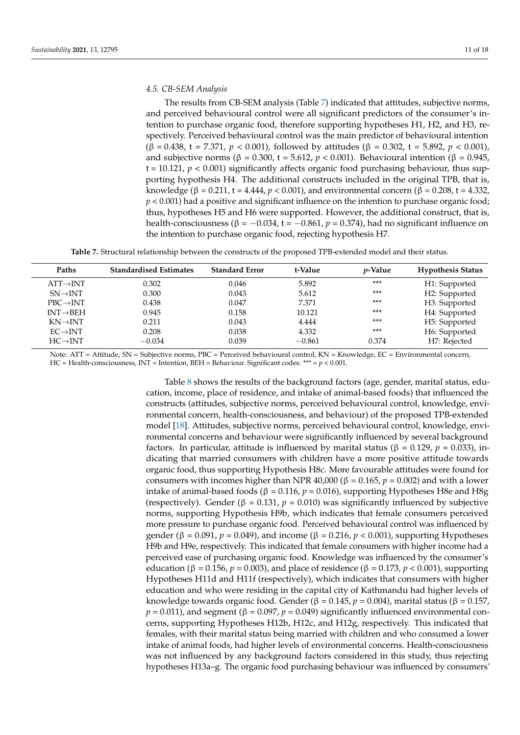### 4.5. CB-SEM Analysis

The results from CB-SEM analysis (Table 7) indicated that attitudes, subjective norms, and perceived behavioural control were all significant predictors of the consumer's intention to purchase organic food, therefore supporting hypotheses H1, H2, and H3, respectively. Perceived behavioural control was the main predictor of behavioural intention (β = 0.438, t = 7.371, $p < 0.001$), followed by attitudes (β = 0.302, t = 5.892, $p < 0.001$), and subjective norms (β = 0.300, t = 5.612, $p < 0.001$). Behavioural intention (β = 0.945, t = 10.121, $p < 0.001$) significantly affects organic food purchasing behaviour, thus supporting hypothesis H4. The additional constructs included in the original TPB, that is, knowledge (β = 0.211, t = 4.444, $p < 0.001$), and environmental concern (β = 0.208, t = 4.332, $p < 0.001$) had a positive and significant influence on the intention to purchase organic food; thus, hypotheses H5 and H6 were supported. However, the additional construct, that is, health-consciousness (β = −0.034, t = −0.861, $p = 0.374$), had no significant influence on the intention to purchase organic food, rejecting hypothesis H7.

**Table 7.** Structural relationship between the constructs of the proposed TPB-extended model and their status.

| Paths | Standardised Estimates | Standard Error | t-Value | *p*-Value | Hypothesis Status |
|---|---|---|---|---|---|
| ATT→INT | 0.302 | 0.046 | 5.892 | *** | H1: Supported |
| SN→INT | 0.300 | 0.043 | 5.612 | *** | H2: Supported |
| PBC→INT | 0.438 | 0.047 | 7.371 | *** | H3: Supported |
| INT→BEH | 0.945 | 0.158 | 10.121 | *** | H4: Supported |
| KN→INT | 0.211 | 0.043 | 4.444 | *** | H5: Supported |
| EC→INT | 0.208 | 0.038 | 4.332 | *** | H6: Supported |
| HC→INT | −0.034 | 0.039 | −0.861 | 0.374 | H7: Rejected |

Note: ATT = Attitude, SN = Subjective norms, PBC = Perceived behavioural control, KN = Knowledge, EC = Environmental concern, HC = Health-consciousness, INT = Intention, BEH = Behaviour. Significant codes: *** = $p < 0.001$.

Table 8 shows the results of the background factors (age, gender, marital status, education, income, place of residence, and intake of animal-based foods) that influenced the constructs (attitudes, subjective norms, perceived behavioural control, knowledge, environmental concern, health-consciousness, and behaviour) of the proposed TPB-extended model [18]. Attitudes, subjective norms, perceived behavioural control, knowledge, environmental concerns and behaviour were significantly influenced by several background factors. In particular, attitude is influenced by marital status (β = 0.129, $p = 0.033$), indicating that married consumers with children have a more positive attitude towards organic food, thus supporting Hypothesis H8c. More favourable attitudes were found for consumers with incomes higher than NPR 40,000 (β = 0.165, $p = 0.002$) and with a lower intake of animal-based foods (β = 0.116, $p = 0.016$), supporting Hypotheses H8e and H8g (respectively). Gender (β = 0.131, $p = 0.010$) was significantly influenced by subjective norms, supporting Hypothesis H9b, which indicates that female consumers perceived more pressure to purchase organic food. Perceived behavioural control was influenced by gender (β = 0.091, $p = 0.049$), and income (β = 0.216, $p < 0.001$), supporting Hypotheses H9b and H9e, respectively. This indicated that female consumers with higher income had a perceived ease of purchasing organic food. Knowledge was influenced by the consumer's education (β = 0.156, $p = 0.003$), and place of residence (β = 0.173, $p < 0.001$), supporting Hypotheses H11d and H11f (respectively), which indicates that consumers with higher education and who were residing in the capital city of Kathmandu had higher levels of knowledge towards organic food. Gender (β = 0.145, $p = 0.004$), marital status (β = 0.157, $p = 0.011$), and segment (β = 0.097, $p = 0.049$) significantly influenced environmental concerns, supporting Hypotheses H12b, H12c, and H12g, respectively. This indicated that females, with their marital status being married with children and who consumed a lower intake of animal foods, had higher levels of environmental concerns. Health-consciousness was not influenced by any background factors considered in this study, thus rejecting hypotheses H13a–g. The organic food purchasing behaviour was influenced by consumers'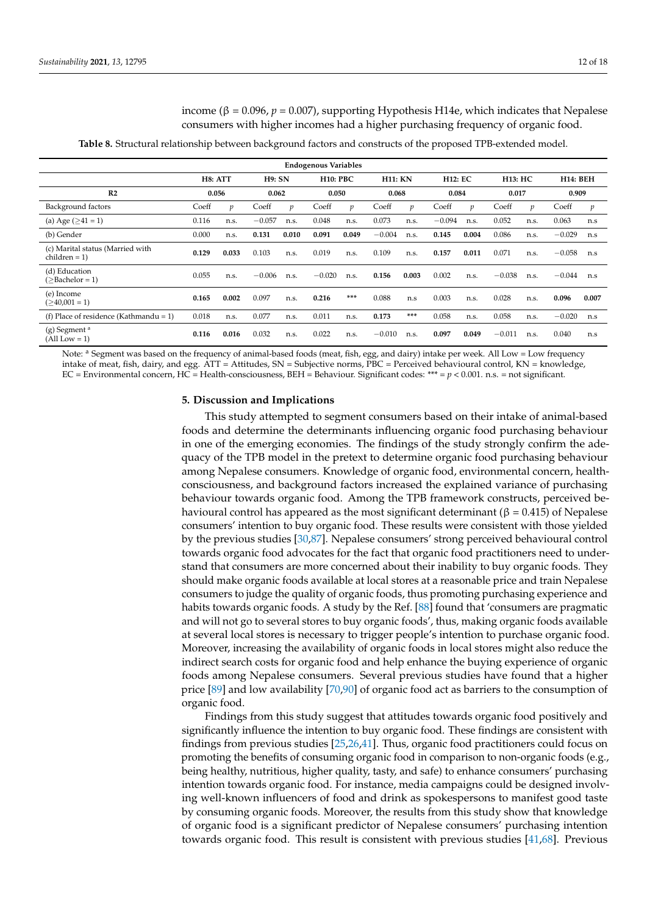income (β = 0.096, $p = 0.007$), supporting Hypothesis H14e, which indicates that Nepalese consumers with higher incomes had a higher purchasing frequency of organic food.

**Table 8.** Structural relationship between background factors and constructs of the proposed TPB-extended model.

| | **Endogenous Variables** | | | | | | | | | | | | | |
|---|---|---|---|---|---|---|---|---|---|---|---|---|---|---|
| | **H8: ATT** | | **H9: SN** | | **H10: PBC** | | **H11: KN** | | **H12: EC** | | **H13: HC** | | **H14: BEH** | |
| **R2** | **0.056** | | **0.062** | | **0.050** | | **0.068** | | **0.084** | | **0.017** | | **0.909** | |
| Background factors | Coeff | *p* | Coeff | *p* | Coeff | *p* | Coeff | *p* | Coeff | *p* | Coeff | *p* | Coeff | *p* |
| (a) Age (≥41 = 1) | 0.116 | n.s. | −0.057 | n.s. | 0.048 | n.s. | 0.073 | n.s. | −0.094 | n.s. | 0.052 | n.s. | 0.063 | n.s |
| (b) Gender | 0.000 | n.s. | **0.131** | **0.010** | **0.091** | **0.049** | −0.004 | n.s. | **0.145** | **0.004** | 0.086 | n.s. | −0.029 | n.s |
| (c) Marital status (Married with children = 1) | **0.129** | **0.033** | 0.103 | n.s. | 0.019 | n.s. | 0.109 | n.s. | **0.157** | **0.011** | 0.071 | n.s. | −0.058 | n.s |
| (d) Education (≥Bachelor = 1) | 0.055 | n.s. | −0.006 | n.s. | −0.020 | n.s. | **0.156** | **0.003** | 0.002 | n.s. | −0.038 | n.s. | −0.044 | n.s |
| (e) Income (≥40,001 = 1) | **0.165** | **0.002** | 0.097 | n.s. | **0.216** | *** | 0.088 | n.s | 0.003 | n.s. | 0.028 | n.s. | **0.096** | **0.007** |
| (f) Place of residence (Kathmandu = 1) | 0.018 | n.s. | 0.077 | n.s. | 0.011 | n.s. | **0.173** | *** | 0.058 | n.s. | 0.058 | n.s. | −0.020 | n.s |
| (g) Segment [a] (All Low = 1) | **0.116** | **0.016** | 0.032 | n.s. | 0.022 | n.s. | −0.010 | n.s. | **0.097** | **0.049** | −0.011 | n.s. | 0.040 | n.s |

Note: [a] Segment was based on the frequency of animal-based foods (meat, fish, egg, and dairy) intake per week. All Low = Low frequency intake of meat, fish, dairy, and egg. ATT = Attitudes, SN = Subjective norms, PBC = Perceived behavioural control, KN = knowledge, EC = Environmental concern, HC = Health-consciousness, BEH = Behaviour. Significant codes: *** = $p < 0.001$. n.s. = not significant.

## 5. Discussion and Implications

This study attempted to segment consumers based on their intake of animal-based foods and determine the determinants influencing organic food purchasing behaviour in one of the emerging economies. The findings of the study strongly confirm the adequacy of the TPB model in the pretext to determine organic food purchasing behaviour among Nepalese consumers. Knowledge of organic food, environmental concern, health-consciousness, and background factors increased the explained variance of purchasing behaviour towards organic food. Among the TPB framework constructs, perceived behavioural control has appeared as the most significant determinant (β = 0.415) of Nepalese consumers' intention to buy organic food. These results were consistent with those yielded by the previous studies [30,87]. Nepalese consumers' strong perceived behavioural control towards organic food advocates for the fact that organic food practitioners need to understand that consumers are more concerned about their inability to buy organic foods. They should make organic foods available at local stores at a reasonable price and train Nepalese consumers to judge the quality of organic foods, thus promoting purchasing experience and habits towards organic foods. A study by the Ref. [88] found that 'consumers are pragmatic and will not go to several stores to buy organic foods', thus, making organic foods available at several local stores is necessary to trigger people's intention to purchase organic food. Moreover, increasing the availability of organic foods in local stores might also reduce the indirect search costs for organic food and help enhance the buying experience of organic foods among Nepalese consumers. Several previous studies have found that a higher price [89] and low availability [70,90] of organic food act as barriers to the consumption of organic food.

Findings from this study suggest that attitudes towards organic food positively and significantly influence the intention to buy organic food. These findings are consistent with findings from previous studies [25,26,41]. Thus, organic food practitioners could focus on promoting the benefits of consuming organic food in comparison to non-organic foods (e.g., being healthy, nutritious, higher quality, tasty, and safe) to enhance consumers' purchasing intention towards organic food. For instance, media campaigns could be designed involving well-known influencers of food and drink as spokespersons to manifest good taste by consuming organic foods. Moreover, the results from this study show that knowledge of organic food is a significant predictor of Nepalese consumers' purchasing intention towards organic food. This result is consistent with previous studies [41,68]. Previous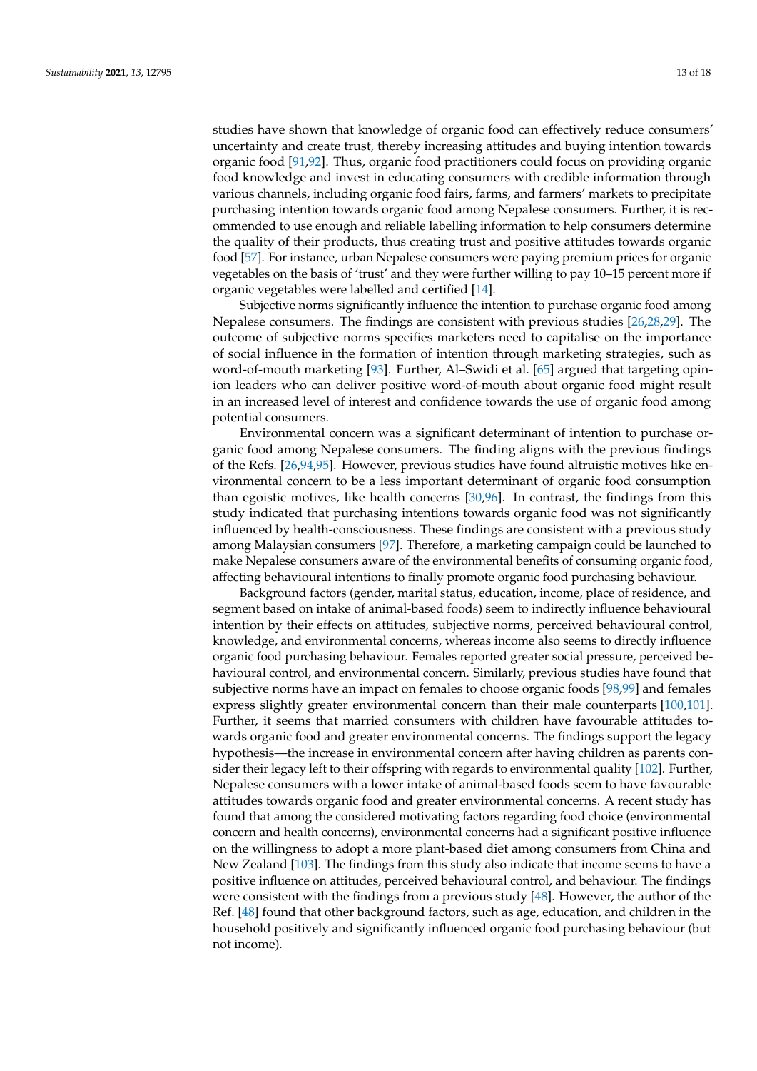studies have shown that knowledge of organic food can effectively reduce consumers' uncertainty and create trust, thereby increasing attitudes and buying intention towards organic food [91,92]. Thus, organic food practitioners could focus on providing organic food knowledge and invest in educating consumers with credible information through various channels, including organic food fairs, farms, and farmers' markets to precipitate purchasing intention towards organic food among Nepalese consumers. Further, it is recommended to use enough and reliable labelling information to help consumers determine the quality of their products, thus creating trust and positive attitudes towards organic food [57]. For instance, urban Nepalese consumers were paying premium prices for organic vegetables on the basis of 'trust' and they were further willing to pay 10–15 percent more if organic vegetables were labelled and certified [14].

Subjective norms significantly influence the intention to purchase organic food among Nepalese consumers. The findings are consistent with previous studies [26,28,29]. The outcome of subjective norms specifies marketers need to capitalise on the importance of social influence in the formation of intention through marketing strategies, such as word-of-mouth marketing [93]. Further, Al–Swidi et al. [65] argued that targeting opinion leaders who can deliver positive word-of-mouth about organic food might result in an increased level of interest and confidence towards the use of organic food among potential consumers.

Environmental concern was a significant determinant of intention to purchase organic food among Nepalese consumers. The finding aligns with the previous findings of the Refs. [26,94,95]. However, previous studies have found altruistic motives like environmental concern to be a less important determinant of organic food consumption than egoistic motives, like health concerns [30,96]. In contrast, the findings from this study indicated that purchasing intentions towards organic food was not significantly influenced by health-consciousness. These findings are consistent with a previous study among Malaysian consumers [97]. Therefore, a marketing campaign could be launched to make Nepalese consumers aware of the environmental benefits of consuming organic food, affecting behavioural intentions to finally promote organic food purchasing behaviour.

Background factors (gender, marital status, education, income, place of residence, and segment based on intake of animal-based foods) seem to indirectly influence behavioural intention by their effects on attitudes, subjective norms, perceived behavioural control, knowledge, and environmental concerns, whereas income also seems to directly influence organic food purchasing behaviour. Females reported greater social pressure, perceived behavioural control, and environmental concern. Similarly, previous studies have found that subjective norms have an impact on females to choose organic foods [98,99] and females express slightly greater environmental concern than their male counterparts [100,101]. Further, it seems that married consumers with children have favourable attitudes towards organic food and greater environmental concerns. The findings support the legacy hypothesis—the increase in environmental concern after having children as parents consider their legacy left to their offspring with regards to environmental quality [102]. Further, Nepalese consumers with a lower intake of animal-based foods seem to have favourable attitudes towards organic food and greater environmental concerns. A recent study has found that among the considered motivating factors regarding food choice (environmental concern and health concerns), environmental concerns had a significant positive influence on the willingness to adopt a more plant-based diet among consumers from China and New Zealand [103]. The findings from this study also indicate that income seems to have a positive influence on attitudes, perceived behavioural control, and behaviour. The findings were consistent with the findings from a previous study [48]. However, the author of the Ref. [48] found that other background factors, such as age, education, and children in the household positively and significantly influenced organic food purchasing behaviour (but not income).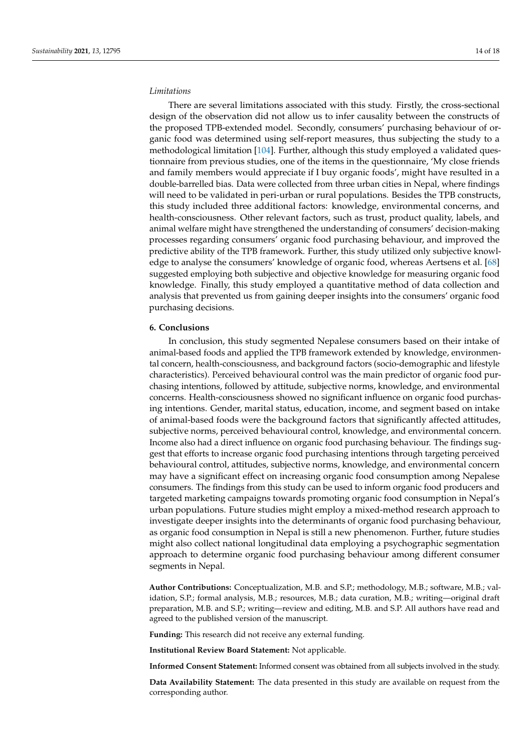*Limitations*

There are several limitations associated with this study. Firstly, the cross-sectional design of the observation did not allow us to infer causality between the constructs of the proposed TPB-extended model. Secondly, consumers' purchasing behaviour of organic food was determined using self-report measures, thus subjecting the study to a methodological limitation [104]. Further, although this study employed a validated questionnaire from previous studies, one of the items in the questionnaire, 'My close friends and family members would appreciate if I buy organic foods', might have resulted in a double-barrelled bias. Data were collected from three urban cities in Nepal, where findings will need to be validated in peri-urban or rural populations. Besides the TPB constructs, this study included three additional factors: knowledge, environmental concerns, and health-consciousness. Other relevant factors, such as trust, product quality, labels, and animal welfare might have strengthened the understanding of consumers' decision-making processes regarding consumers' organic food purchasing behaviour, and improved the predictive ability of the TPB framework. Further, this study utilized only subjective knowledge to analyse the consumers' knowledge of organic food, whereas Aertsens et al. [68] suggested employing both subjective and objective knowledge for measuring organic food knowledge. Finally, this study employed a quantitative method of data collection and analysis that prevented us from gaining deeper insights into the consumers' organic food purchasing decisions.

## 6. Conclusions

In conclusion, this study segmented Nepalese consumers based on their intake of animal-based foods and applied the TPB framework extended by knowledge, environmental concern, health-consciousness, and background factors (socio-demographic and lifestyle characteristics). Perceived behavioural control was the main predictor of organic food purchasing intentions, followed by attitude, subjective norms, knowledge, and environmental concerns. Health-consciousness showed no significant influence on organic food purchasing intentions. Gender, marital status, education, income, and segment based on intake of animal-based foods were the background factors that significantly affected attitudes, subjective norms, perceived behavioural control, knowledge, and environmental concern. Income also had a direct influence on organic food purchasing behaviour. The findings suggest that efforts to increase organic food purchasing intentions through targeting perceived behavioural control, attitudes, subjective norms, knowledge, and environmental concern may have a significant effect on increasing organic food consumption among Nepalese consumers. The findings from this study can be used to inform organic food producers and targeted marketing campaigns towards promoting organic food consumption in Nepal's urban populations. Future studies might employ a mixed-method research approach to investigate deeper insights into the determinants of organic food purchasing behaviour, as organic food consumption in Nepal is still a new phenomenon. Further, future studies might also collect national longitudinal data employing a psychographic segmentation approach to determine organic food purchasing behaviour among different consumer segments in Nepal.

**Author Contributions:** Conceptualization, M.B. and S.P.; methodology, M.B.; software, M.B.; validation, S.P.; formal analysis, M.B.; resources, M.B.; data curation, M.B.; writing—original draft preparation, M.B. and S.P.; writing—review and editing, M.B. and S.P. All authors have read and agreed to the published version of the manuscript.

**Funding:** This research did not receive any external funding.

**Institutional Review Board Statement:** Not applicable.

**Informed Consent Statement:** Informed consent was obtained from all subjects involved in the study.

**Data Availability Statement:** The data presented in this study are available on request from the corresponding author.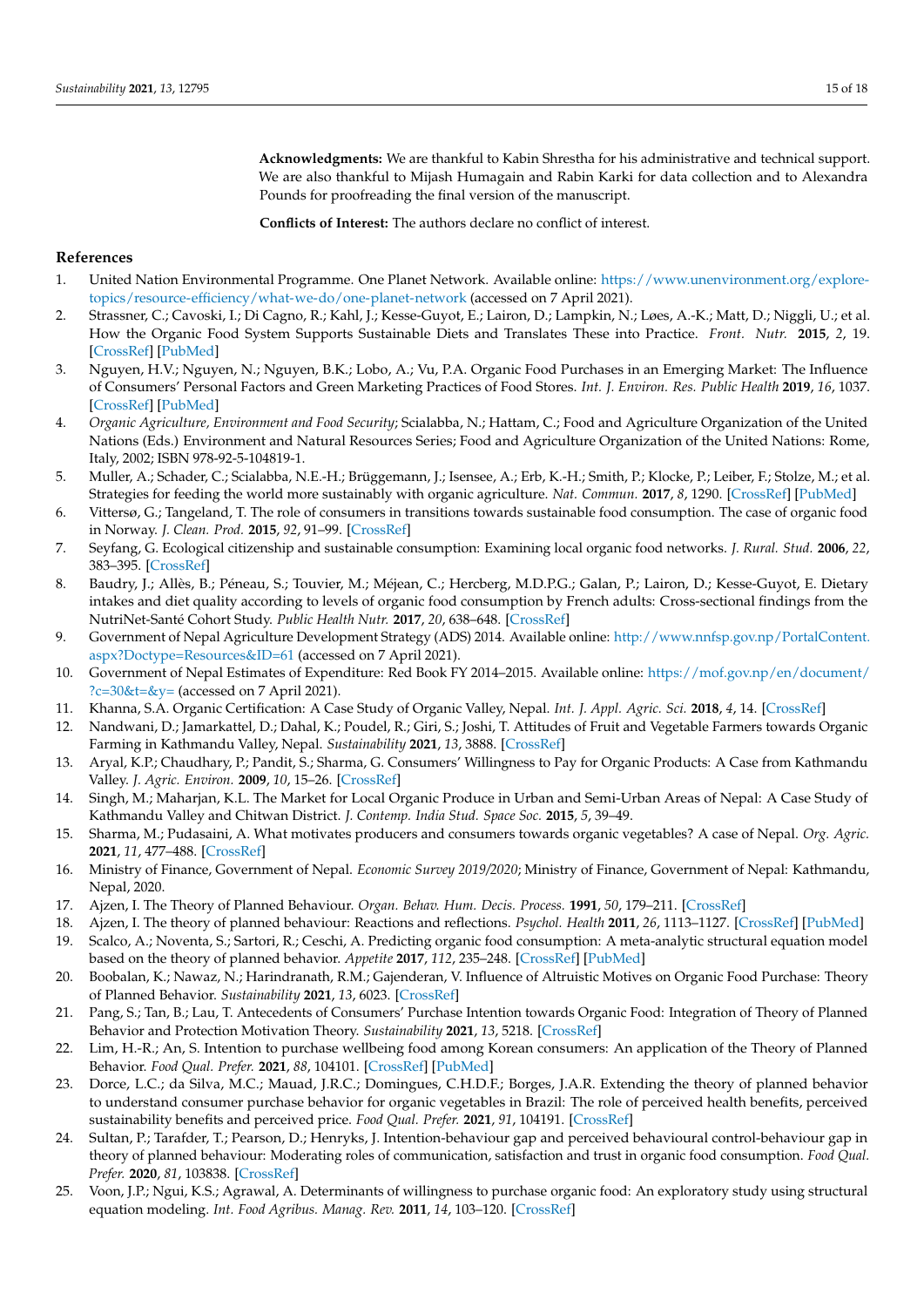**Acknowledgments:** We are thankful to Kabin Shrestha for his administrative and technical support. We are also thankful to Mijash Humagain and Rabin Karki for data collection and to Alexandra Pounds for proofreading the final version of the manuscript.

**Conflicts of Interest:** The authors declare no conflict of interest.

## References

1. United Nation Environmental Programme. One Planet Network. Available online: https://www.unenvironment.org/explore-topics/resource-efficiency/what-we-do/one-planet-network (accessed on 7 April 2021).
2. Strassner, C.; Cavoski, I.; Di Cagno, R.; Kahl, J.; Kesse-Guyot, E.; Lairon, D.; Lampkin, N.; Løes, A.-K.; Matt, D.; Niggli, U.; et al. How the Organic Food System Supports Sustainable Diets and Translates These into Practice. *Front. Nutr.* **2015**, *2*, 19. [CrossRef] [PubMed]
3. Nguyen, H.V.; Nguyen, N.; Nguyen, B.K.; Lobo, A.; Vu, P.A. Organic Food Purchases in an Emerging Market: The Influence of Consumers' Personal Factors and Green Marketing Practices of Food Stores. *Int. J. Environ. Res. Public Health* **2019**, *16*, 1037. [CrossRef] [PubMed]
4. *Organic Agriculture, Environment and Food Security*; Scialabba, N.; Hattam, C.; Food and Agriculture Organization of the United Nations (Eds.) Environment and Natural Resources Series; Food and Agriculture Organization of the United Nations: Rome, Italy, 2002; ISBN 978-92-5-104819-1.
5. Muller, A.; Schader, C.; Scialabba, N.E.-H.; Brüggemann, J.; Isensee, A.; Erb, K.-H.; Smith, P.; Klocke, P.; Leiber, F.; Stolze, M.; et al. Strategies for feeding the world more sustainably with organic agriculture. *Nat. Commun.* **2017**, *8*, 1290. [CrossRef] [PubMed]
6. Vittersø, G.; Tangeland, T. The role of consumers in transitions towards sustainable food consumption. The case of organic food in Norway. *J. Clean. Prod.* **2015**, *92*, 91–99. [CrossRef]
7. Seyfang, G. Ecological citizenship and sustainable consumption: Examining local organic food networks. *J. Rural. Stud.* **2006**, *22*, 383–395. [CrossRef]
8. Baudry, J.; Allès, B.; Péneau, S.; Touvier, M.; Méjean, C.; Hercberg, M.D.P.G.; Galan, P.; Lairon, D.; Kesse-Guyot, E. Dietary intakes and diet quality according to levels of organic food consumption by French adults: Cross-sectional findings from the NutriNet-Santé Cohort Study. *Public Health Nutr.* **2017**, *20*, 638–648. [CrossRef]
9. Government of Nepal Agriculture Development Strategy (ADS) 2014. Available online: http://www.nnfsp.gov.np/PortalContent.aspx?Doctype=Resources&ID=61 (accessed on 7 April 2021).
10. Government of Nepal Estimates of Expenditure: Red Book FY 2014–2015. Available online: https://mof.gov.np/en/document/?c=30&t=&y= (accessed on 7 April 2021).
11. Khanna, S.A. Organic Certification: A Case Study of Organic Valley, Nepal. *Int. J. Appl. Agric. Sci.* **2018**, *4*, 14. [CrossRef]
12. Nandwani, D.; Jamarkattel, D.; Dahal, K.; Poudel, R.; Giri, S.; Joshi, T. Attitudes of Fruit and Vegetable Farmers towards Organic Farming in Kathmandu Valley, Nepal. *Sustainability* **2021**, *13*, 3888. [CrossRef]
13. Aryal, K.P.; Chaudhary, P.; Pandit, S.; Sharma, G. Consumers' Willingness to Pay for Organic Products: A Case from Kathmandu Valley. *J. Agric. Environ.* **2009**, *10*, 15–26. [CrossRef]
14. Singh, M.; Maharjan, K.L. The Market for Local Organic Produce in Urban and Semi-Urban Areas of Nepal: A Case Study of Kathmandu Valley and Chitwan District. *J. Contemp. India Stud. Space Soc.* **2015**, *5*, 39–49.
15. Sharma, M.; Pudasaini, A. What motivates producers and consumers towards organic vegetables? A case of Nepal. *Org. Agric.* **2021**, *11*, 477–488. [CrossRef]
16. Ministry of Finance, Government of Nepal. *Economic Survey 2019/2020*; Ministry of Finance, Government of Nepal: Kathmandu, Nepal, 2020.
17. Ajzen, I. The Theory of Planned Behaviour. *Organ. Behav. Hum. Decis. Process.* **1991**, *50*, 179–211. [CrossRef]
18. Ajzen, I. The theory of planned behaviour: Reactions and reflections. *Psychol. Health* **2011**, *26*, 1113–1127. [CrossRef] [PubMed]
19. Scalco, A.; Noventa, S.; Sartori, R.; Ceschi, A. Predicting organic food consumption: A meta-analytic structural equation model based on the theory of planned behavior. *Appetite* **2017**, *112*, 235–248. [CrossRef] [PubMed]
20. Boobalan, K.; Nawaz, N.; Harindranath, R.M.; Gajenderan, V. Influence of Altruistic Motives on Organic Food Purchase: Theory of Planned Behavior. *Sustainability* **2021**, *13*, 6023. [CrossRef]
21. Pang, S.; Tan, B.; Lau, T. Antecedents of Consumers' Purchase Intention towards Organic Food: Integration of Theory of Planned Behavior and Protection Motivation Theory. *Sustainability* **2021**, *13*, 5218. [CrossRef]
22. Lim, H.-R.; An, S. Intention to purchase wellbeing food among Korean consumers: An application of the Theory of Planned Behavior. *Food Qual. Prefer.* **2021**, *88*, 104101. [CrossRef] [PubMed]
23. Dorce, L.C.; da Silva, M.C.; Mauad, J.R.C.; Domingues, C.H.D.F.; Borges, J.A.R. Extending the theory of planned behavior to understand consumer purchase behavior for organic vegetables in Brazil: The role of perceived health benefits, perceived sustainability benefits and perceived price. *Food Qual. Prefer.* **2021**, *91*, 104191. [CrossRef]
24. Sultan, P.; Tarafder, T.; Pearson, D.; Henryks, J. Intention-behaviour gap and perceived behavioural control-behaviour gap in theory of planned behaviour: Moderating roles of communication, satisfaction and trust in organic food consumption. *Food Qual. Prefer.* **2020**, *81*, 103838. [CrossRef]
25. Voon, J.P.; Ngui, K.S.; Agrawal, A. Determinants of willingness to purchase organic food: An exploratory study using structural equation modeling. *Int. Food Agribus. Manag. Rev.* **2011**, *14*, 103–120. [CrossRef]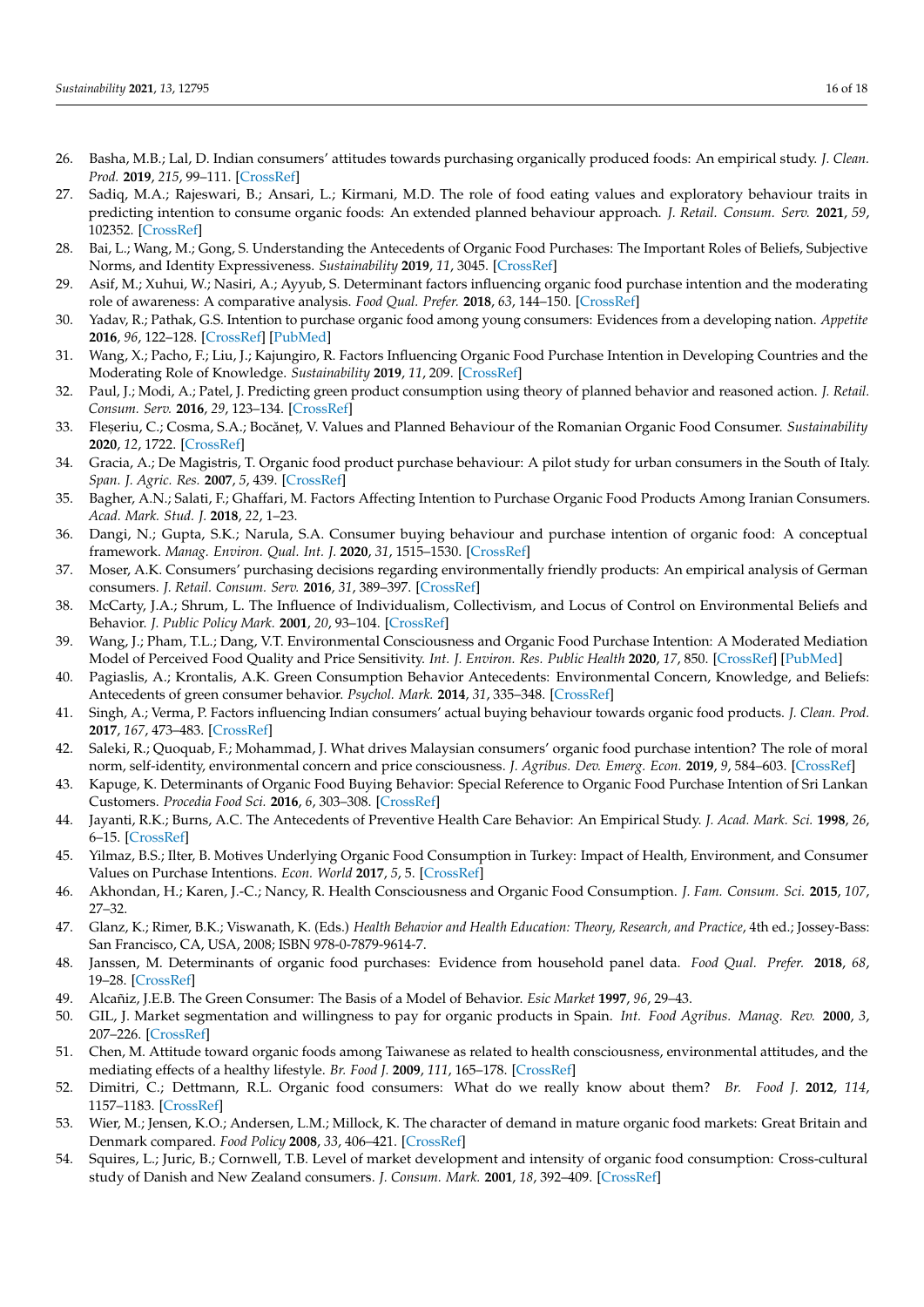26. Basha, M.B.; Lal, D. Indian consumers' attitudes towards purchasing organically produced foods: An empirical study. *J. Clean. Prod.* **2019**, *215*, 99–111. [CrossRef]
27. Sadiq, M.A.; Rajeswari, B.; Ansari, L.; Kirmani, M.D. The role of food eating values and exploratory behaviour traits in predicting intention to consume organic foods: An extended planned behaviour approach. *J. Retail. Consum. Serv.* **2021**, *59*, 102352. [CrossRef]
28. Bai, L.; Wang, M.; Gong, S. Understanding the Antecedents of Organic Food Purchases: The Important Roles of Beliefs, Subjective Norms, and Identity Expressiveness. *Sustainability* **2019**, *11*, 3045. [CrossRef]
29. Asif, M.; Xuhui, W.; Nasiri, A.; Ayyub, S. Determinant factors influencing organic food purchase intention and the moderating role of awareness: A comparative analysis. *Food Qual. Prefer.* **2018**, *63*, 144–150. [CrossRef]
30. Yadav, R.; Pathak, G.S. Intention to purchase organic food among young consumers: Evidences from a developing nation. *Appetite* **2016**, *96*, 122–128. [CrossRef] [PubMed]
31. Wang, X.; Pacho, F.; Liu, J.; Kajungiro, R. Factors Influencing Organic Food Purchase Intention in Developing Countries and the Moderating Role of Knowledge. *Sustainability* **2019**, *11*, 209. [CrossRef]
32. Paul, J.; Modi, A.; Patel, J. Predicting green product consumption using theory of planned behavior and reasoned action. *J. Retail. Consum. Serv.* **2016**, *29*, 123–134. [CrossRef]
33. Fleșeriu, C.; Cosma, S.A.; Bocăneț, V. Values and Planned Behaviour of the Romanian Organic Food Consumer. *Sustainability* **2020**, *12*, 1722. [CrossRef]
34. Gracia, A.; De Magistris, T. Organic food product purchase behaviour: A pilot study for urban consumers in the South of Italy. *Span. J. Agric. Res.* **2007**, *5*, 439. [CrossRef]
35. Bagher, A.N.; Salati, F.; Ghaffari, M. Factors Affecting Intention to Purchase Organic Food Products Among Iranian Consumers. *Acad. Mark. Stud. J.* **2018**, *22*, 1–23.
36. Dangi, N.; Gupta, S.K.; Narula, S.A. Consumer buying behaviour and purchase intention of organic food: A conceptual framework. *Manag. Environ. Qual. Int. J.* **2020**, *31*, 1515–1530. [CrossRef]
37. Moser, A.K. Consumers' purchasing decisions regarding environmentally friendly products: An empirical analysis of German consumers. *J. Retail. Consum. Serv.* **2016**, *31*, 389–397. [CrossRef]
38. McCarty, J.A.; Shrum, L. The Influence of Individualism, Collectivism, and Locus of Control on Environmental Beliefs and Behavior. *J. Public Policy Mark.* **2001**, *20*, 93–104. [CrossRef]
39. Wang, J.; Pham, T.L.; Dang, V.T. Environmental Consciousness and Organic Food Purchase Intention: A Moderated Mediation Model of Perceived Food Quality and Price Sensitivity. *Int. J. Environ. Res. Public Health* **2020**, *17*, 850. [CrossRef] [PubMed]
40. Pagiaslis, A.; Krontalis, A.K. Green Consumption Behavior Antecedents: Environmental Concern, Knowledge, and Beliefs: Antecedents of green consumer behavior. *Psychol. Mark.* **2014**, *31*, 335–348. [CrossRef]
41. Singh, A.; Verma, P. Factors influencing Indian consumers' actual buying behaviour towards organic food products. *J. Clean. Prod.* **2017**, *167*, 473–483. [CrossRef]
42. Saleki, R.; Quoquab, F.; Mohammad, J. What drives Malaysian consumers' organic food purchase intention? The role of moral norm, self-identity, environmental concern and price consciousness. *J. Agribus. Dev. Emerg. Econ.* **2019**, *9*, 584–603. [CrossRef]
43. Kapuge, K. Determinants of Organic Food Buying Behavior: Special Reference to Organic Food Purchase Intention of Sri Lankan Customers. *Procedia Food Sci.* **2016**, *6*, 303–308. [CrossRef]
44. Jayanti, R.K.; Burns, A.C. The Antecedents of Preventive Health Care Behavior: An Empirical Study. *J. Acad. Mark. Sci.* **1998**, *26*, 6–15. [CrossRef]
45. Yilmaz, B.S.; Ilter, B. Motives Underlying Organic Food Consumption in Turkey: Impact of Health, Environment, and Consumer Values on Purchase Intentions. *Econ. World* **2017**, *5*, 5. [CrossRef]
46. Akhondan, H.; Karen, J.-C.; Nancy, R. Health Consciousness and Organic Food Consumption. *J. Fam. Consum. Sci.* **2015**, *107*, 27–32.
47. Glanz, K.; Rimer, B.K.; Viswanath, K. (Eds.) *Health Behavior and Health Education: Theory, Research, and Practice*, 4th ed.; Jossey-Bass: San Francisco, CA, USA, 2008; ISBN 978-0-7879-9614-7.
48. Janssen, M. Determinants of organic food purchases: Evidence from household panel data. *Food Qual. Prefer.* **2018**, *68*, 19–28. [CrossRef]
49. Alcañiz, J.E.B. The Green Consumer: The Basis of a Model of Behavior. *Esic Market* **1997**, *96*, 29–43.
50. GIL, J. Market segmentation and willingness to pay for organic products in Spain. *Int. Food Agribus. Manag. Rev.* **2000**, *3*, 207–226. [CrossRef]
51. Chen, M. Attitude toward organic foods among Taiwanese as related to health consciousness, environmental attitudes, and the mediating effects of a healthy lifestyle. *Br. Food J.* **2009**, *111*, 165–178. [CrossRef]
52. Dimitri, C.; Dettmann, R.L. Organic food consumers: What do we really know about them? *Br. Food J.* **2012**, *114*, 1157–1183. [CrossRef]
53. Wier, M.; Jensen, K.O.; Andersen, L.M.; Millock, K. The character of demand in mature organic food markets: Great Britain and Denmark compared. *Food Policy* **2008**, *33*, 406–421. [CrossRef]
54. Squires, L.; Juric, B.; Cornwell, T.B. Level of market development and intensity of organic food consumption: Cross-cultural study of Danish and New Zealand consumers. *J. Consum. Mark.* **2001**, *18*, 392–409. [CrossRef]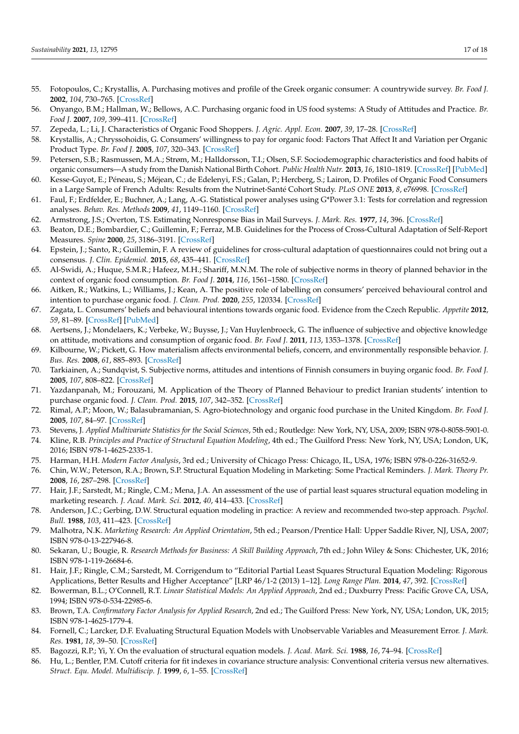55. Fotopoulos, C.; Krystallis, A. Purchasing motives and profile of the Greek organic consumer: A countrywide survey. *Br. Food J.* **2002**, *104*, 730–765. [CrossRef]
56. Onyango, B.M.; Hallman, W.; Bellows, A.C. Purchasing organic food in US food systems: A Study of Attitudes and Practice. *Br. Food J.* **2007**, *109*, 399–411. [CrossRef]
57. Zepeda, L.; Li, J. Characteristics of Organic Food Shoppers. *J. Agric. Appl. Econ.* **2007**, *39*, 17–28. [CrossRef]
58. Krystallis, A.; Chryssohoidis, G. Consumers' willingness to pay for organic food: Factors That Affect It and Variation per Organic Product Type. *Br. Food J.* **2005**, *107*, 320–343. [CrossRef]
59. Petersen, S.B.; Rasmussen, M.A.; Strøm, M.; Halldorsson, T.I.; Olsen, S.F. Sociodemographic characteristics and food habits of organic consumers—A study from the Danish National Birth Cohort. *Public Health Nutr.* **2013**, *16*, 1810–1819. [CrossRef] [PubMed]
60. Kesse-Guyot, E.; Péneau, S.; Méjean, C.; de Edelenyi, F.S.; Galan, P.; Hercberg, S.; Lairon, D. Profiles of Organic Food Consumers in a Large Sample of French Adults: Results from the Nutrinet-Santé Cohort Study. *PLoS ONE* **2013**, *8*, e76998. [CrossRef]
61. Faul, F.; Erdfelder, E.; Buchner, A.; Lang, A.-G. Statistical power analyses using G*Power 3.1: Tests for correlation and regression analyses. *Behav. Res. Methods* **2009**, *41*, 1149–1160. [CrossRef]
62. Armstrong, J.S.; Overton, T.S. Estimating Nonresponse Bias in Mail Surveys. *J. Mark. Res.* **1977**, *14*, 396. [CrossRef]
63. Beaton, D.E.; Bombardier, C.; Guillemin, F.; Ferraz, M.B. Guidelines for the Process of Cross-Cultural Adaptation of Self-Report Measures. *Spine* **2000**, *25*, 3186–3191. [CrossRef]
64. Epstein, J.; Santo, R.; Guillemin, F. A review of guidelines for cross-cultural adaptation of questionnaires could not bring out a consensus. *J. Clin. Epidemiol.* **2015**, *68*, 435–441. [CrossRef]
65. Al-Swidi, A.; Huque, S.M.R.; Hafeez, M.H.; Shariff, M.N.M. The role of subjective norms in theory of planned behavior in the context of organic food consumption. *Br. Food J.* **2014**, *116*, 1561–1580. [CrossRef]
66. Aitken, R.; Watkins, L.; Williams, J.; Kean, A. The positive role of labelling on consumers' perceived behavioural control and intention to purchase organic food. *J. Clean. Prod.* **2020**, *255*, 120334. [CrossRef]
67. Zagata, L. Consumers' beliefs and behavioural intentions towards organic food. Evidence from the Czech Republic. *Appetite* **2012**, *59*, 81–89. [CrossRef] [PubMed]
68. Aertsens, J.; Mondelaers, K.; Verbeke, W.; Buysse, J.; Van Huylenbroeck, G. The influence of subjective and objective knowledge on attitude, motivations and consumption of organic food. *Br. Food J.* **2011**, *113*, 1353–1378. [CrossRef]
69. Kilbourne, W.; Pickett, G. How materialism affects environmental beliefs, concern, and environmentally responsible behavior. *J. Bus. Res.* **2008**, *61*, 885–893. [CrossRef]
70. Tarkiainen, A.; Sundqvist, S. Subjective norms, attitudes and intentions of Finnish consumers in buying organic food. *Br. Food J.* **2005**, *107*, 808–822. [CrossRef]
71. Yazdanpanah, M.; Forouzani, M. Application of the Theory of Planned Behaviour to predict Iranian students' intention to purchase organic food. *J. Clean. Prod.* **2015**, *107*, 342–352. [CrossRef]
72. Rimal, A.P.; Moon, W.; Balasubramanian, S. Agro-biotechnology and organic food purchase in the United Kingdom. *Br. Food J.* **2005**, *107*, 84–97. [CrossRef]
73. Stevens, J. *Applied Multivariate Statistics for the Social Sciences*, 5th ed.; Routledge: New York, NY, USA, 2009; ISBN 978-0-8058-5901-0.
74. Kline, R.B. *Principles and Practice of Structural Equation Modeling*, 4th ed.; The Guilford Press: New York, NY, USA; London, UK, 2016; ISBN 978-1-4625-2335-1.
75. Harman, H.H. *Modern Factor Analysis*, 3rd ed.; University of Chicago Press: Chicago, IL, USA, 1976; ISBN 978-0-226-31652-9.
76. Chin, W.W.; Peterson, R.A.; Brown, S.P. Structural Equation Modeling in Marketing: Some Practical Reminders. *J. Mark. Theory Pr.* **2008**, *16*, 287–298. [CrossRef]
77. Hair, J.F.; Sarstedt, M.; Ringle, C.M.; Mena, J.A. An assessment of the use of partial least squares structural equation modeling in marketing research. *J. Acad. Mark. Sci.* **2012**, *40*, 414–433. [CrossRef]
78. Anderson, J.C.; Gerbing, D.W. Structural equation modeling in practice: A review and recommended two-step approach. *Psychol. Bull.* **1988**, *103*, 411–423. [CrossRef]
79. Malhotra, N.K. *Marketing Research: An Applied Orientation*, 5th ed.; Pearson/Prentice Hall: Upper Saddle River, NJ, USA, 2007; ISBN 978-0-13-227946-8.
80. Sekaran, U.; Bougie, R. *Research Methods for Business: A Skill Building Approach*, 7th ed.; John Wiley & Sons: Chichester, UK, 2016; ISBN 978-1-119-26684-6.
81. Hair, J.F.; Ringle, C.M.; Sarstedt, M. Corrigendum to "Editorial Partial Least Squares Structural Equation Modeling: Rigorous Applications, Better Results and Higher Acceptance" [LRP 46/1-2 (2013) 1–12]. *Long Range Plan.* **2014**, *47*, 392. [CrossRef]
82. Bowerman, B.L.; O'Connell, R.T. *Linear Statistical Models: An Applied Approach*, 2nd ed.; Duxbury Press: Pacific Grove CA, USA, 1994; ISBN 978-0-534-22985-6.
83. Brown, T.A. *Confirmatory Factor Analysis for Applied Research*, 2nd ed.; The Guilford Press: New York, NY, USA; London, UK, 2015; ISBN 978-1-4625-1779-4.
84. Fornell, C.; Larcker, D.F. Evaluating Structural Equation Models with Unobservable Variables and Measurement Error. *J. Mark. Res.* **1981**, *18*, 39–50. [CrossRef]
85. Bagozzi, R.P.; Yi, Y. On the evaluation of structural equation models. *J. Acad. Mark. Sci.* **1988**, *16*, 74–94. [CrossRef]
86. Hu, L.; Bentler, P.M. Cutoff criteria for fit indexes in covariance structure analysis: Conventional criteria versus new alternatives. *Struct. Equ. Model. Multidiscip. J.* **1999**, *6*, 1–55. [CrossRef]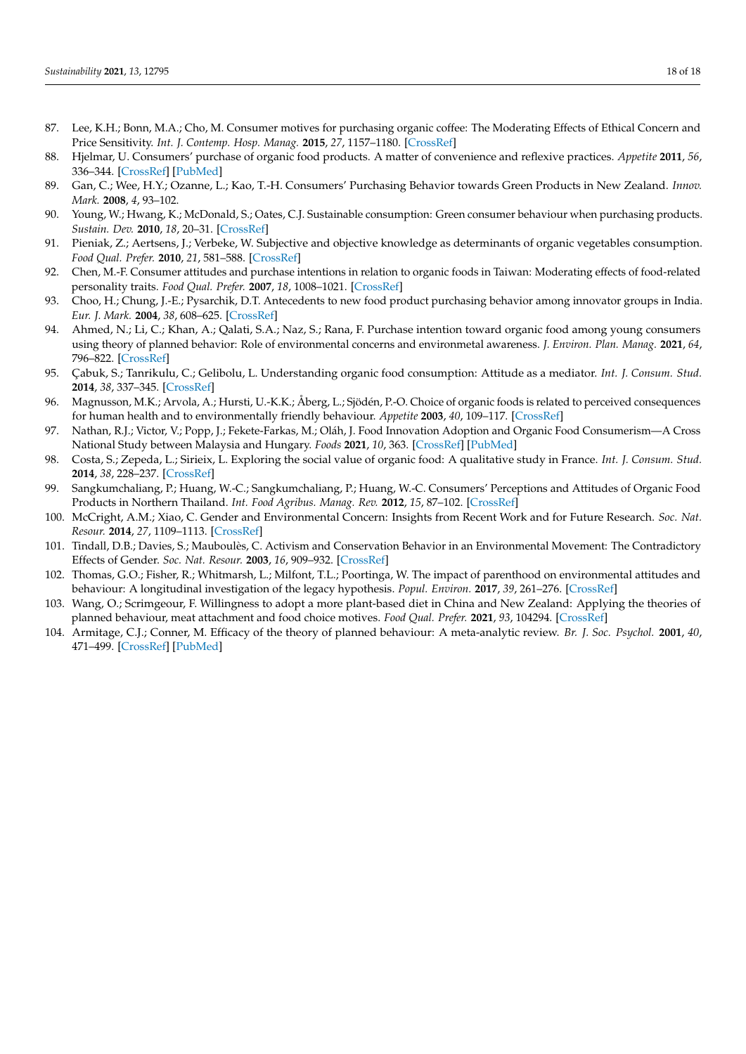87. Lee, K.H.; Bonn, M.A.; Cho, M. Consumer motives for purchasing organic coffee: The Moderating Effects of Ethical Concern and Price Sensitivity. *Int. J. Contemp. Hosp. Manag.* **2015**, *27*, 1157–1180. [CrossRef]
88. Hjelmar, U. Consumers' purchase of organic food products. A matter of convenience and reflexive practices. *Appetite* **2011**, *56*, 336–344. [CrossRef] [PubMed]
89. Gan, C.; Wee, H.Y.; Ozanne, L.; Kao, T.-H. Consumers' Purchasing Behavior towards Green Products in New Zealand. *Innov. Mark.* **2008**, *4*, 93–102.
90. Young, W.; Hwang, K.; McDonald, S.; Oates, C.J. Sustainable consumption: Green consumer behaviour when purchasing products. *Sustain. Dev.* **2010**, *18*, 20–31. [CrossRef]
91. Pieniak, Z.; Aertsens, J.; Verbeke, W. Subjective and objective knowledge as determinants of organic vegetables consumption. *Food Qual. Prefer.* **2010**, *21*, 581–588. [CrossRef]
92. Chen, M.-F. Consumer attitudes and purchase intentions in relation to organic foods in Taiwan: Moderating effects of food-related personality traits. *Food Qual. Prefer.* **2007**, *18*, 1008–1021. [CrossRef]
93. Choo, H.; Chung, J.-E.; Pysarchik, D.T. Antecedents to new food product purchasing behavior among innovator groups in India. *Eur. J. Mark.* **2004**, *38*, 608–625. [CrossRef]
94. Ahmed, N.; Li, C.; Khan, A.; Qalati, S.A.; Naz, S.; Rana, F. Purchase intention toward organic food among young consumers using theory of planned behavior: Role of environmental concerns and environmetal awareness. *J. Environ. Plan. Manag.* **2021**, *64*, 796–822. [CrossRef]
95. Çabuk, S.; Tanrikulu, C.; Gelibolu, L. Understanding organic food consumption: Attitude as a mediator. *Int. J. Consum. Stud.* **2014**, *38*, 337–345. [CrossRef]
96. Magnusson, M.K.; Arvola, A.; Hursti, U.-K.K.; Åberg, L.; Sjödén, P.-O. Choice of organic foods is related to perceived consequences for human health and to environmentally friendly behaviour. *Appetite* **2003**, *40*, 109–117. [CrossRef]
97. Nathan, R.J.; Victor, V.; Popp, J.; Fekete-Farkas, M.; Oláh, J. Food Innovation Adoption and Organic Food Consumerism—A Cross National Study between Malaysia and Hungary. *Foods* **2021**, *10*, 363. [CrossRef] [PubMed]
98. Costa, S.; Zepeda, L.; Sirieix, L. Exploring the social value of organic food: A qualitative study in France. *Int. J. Consum. Stud.* **2014**, *38*, 228–237. [CrossRef]
99. Sangkumchaliang, P.; Huang, W.-C.; Sangkumchaliang, P.; Huang, W.-C. Consumers' Perceptions and Attitudes of Organic Food Products in Northern Thailand. *Int. Food Agribus. Manag. Rev.* **2012**, *15*, 87–102. [CrossRef]
100. McCright, A.M.; Xiao, C. Gender and Environmental Concern: Insights from Recent Work and for Future Research. *Soc. Nat. Resour.* **2014**, *27*, 1109–1113. [CrossRef]
101. Tindall, D.B.; Davies, S.; Mauboulès, C. Activism and Conservation Behavior in an Environmental Movement: The Contradictory Effects of Gender. *Soc. Nat. Resour.* **2003**, *16*, 909–932. [CrossRef]
102. Thomas, G.O.; Fisher, R.; Whitmarsh, L.; Milfont, T.L.; Poortinga, W. The impact of parenthood on environmental attitudes and behaviour: A longitudinal investigation of the legacy hypothesis. *Popul. Environ.* **2017**, *39*, 261–276. [CrossRef]
103. Wang, O.; Scrimgeour, F. Willingness to adopt a more plant-based diet in China and New Zealand: Applying the theories of planned behaviour, meat attachment and food choice motives. *Food Qual. Prefer.* **2021**, *93*, 104294. [CrossRef]
104. Armitage, C.J.; Conner, M. Efficacy of the theory of planned behaviour: A meta-analytic review. *Br. J. Soc. Psychol.* **2001**, *40*, 471–499. [CrossRef] [PubMed]